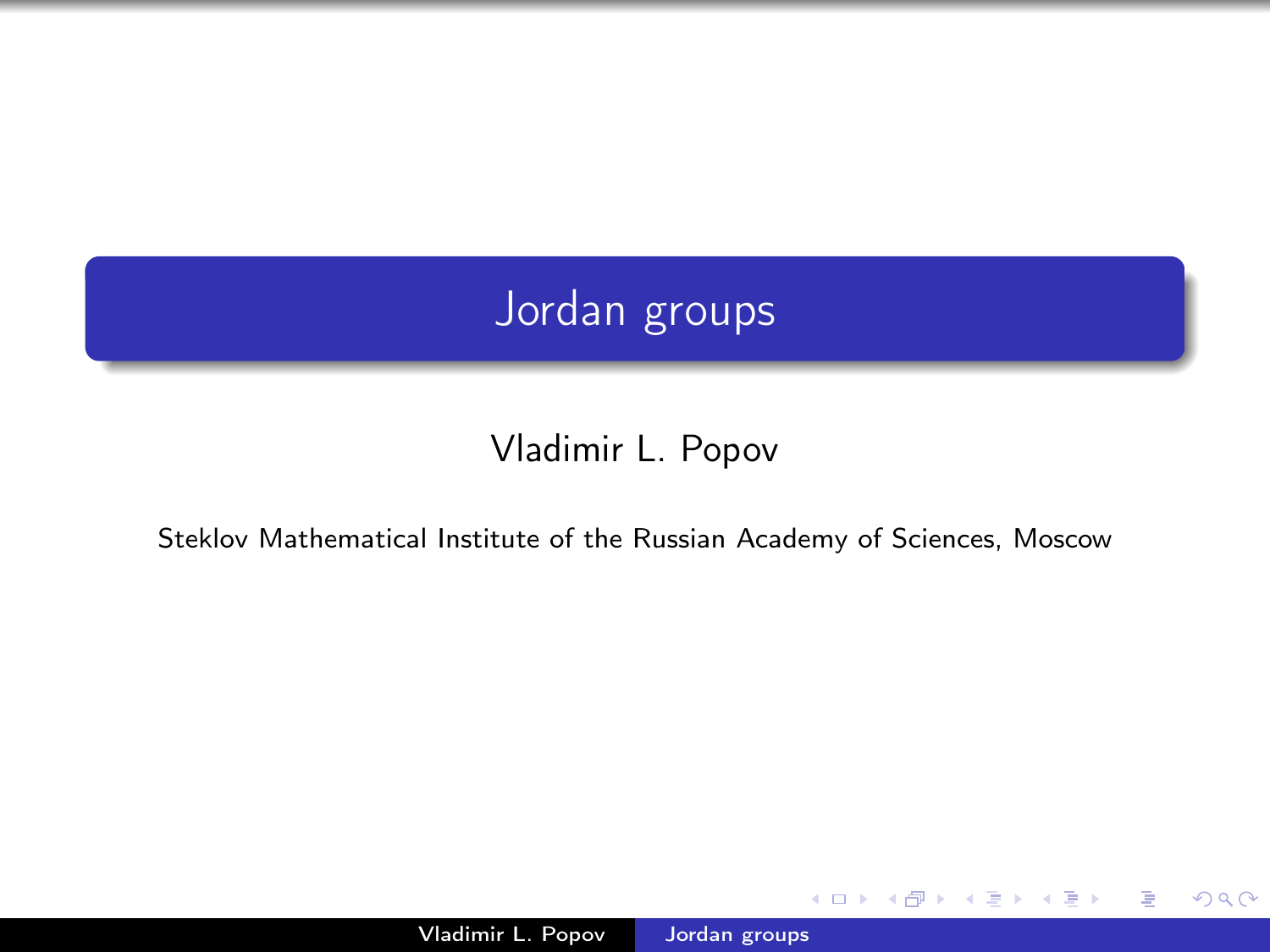# Jordan groups

Vladimir L. Popov

Steklov Mathematical Institute of the Russian Academy of Sciences, Moscow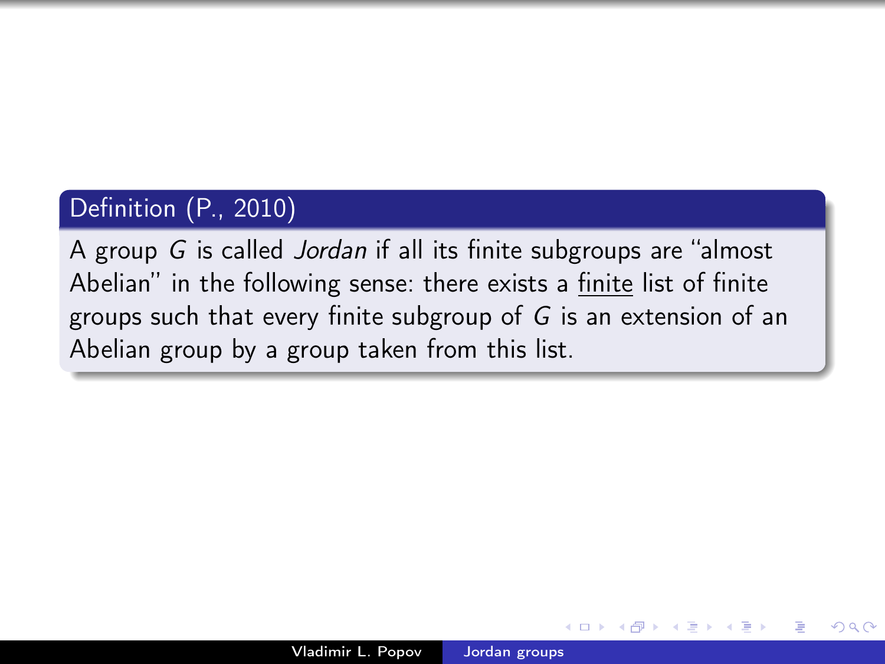**Definition (P., 2010)**

A group $G$ is called *Jordan* if all its finite subgroups are "almost Abelian" in the following sense: there exists a finite list of finite groups such that every finite subgroup of $G$ is an extension of an Abelian group by a group taken from this list.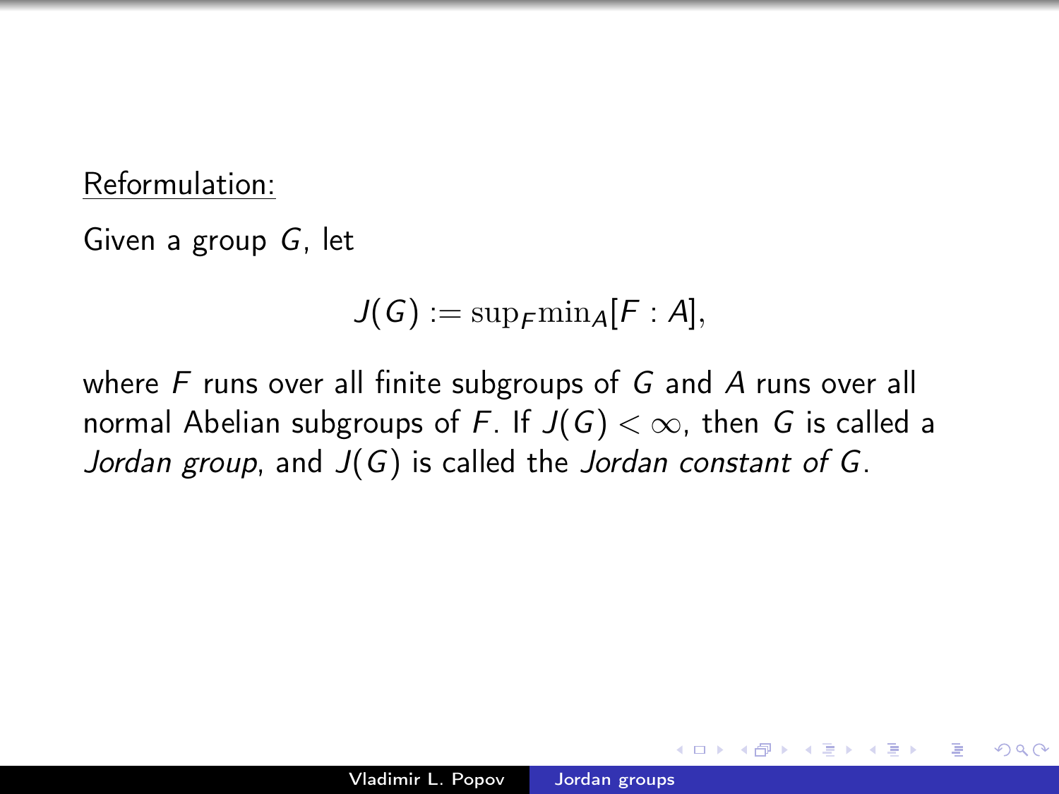Reformulation:

Given a group $G$, let

$$J(G) := \sup_F \min_A [F : A],$$

where $F$ runs over all finite subgroups of $G$ and $A$ runs over all normal Abelian subgroups of $F$. If $J(G) < \infty$, then $G$ is called a *Jordan group*, and $J(G)$ is called the *Jordan constant of* $G$.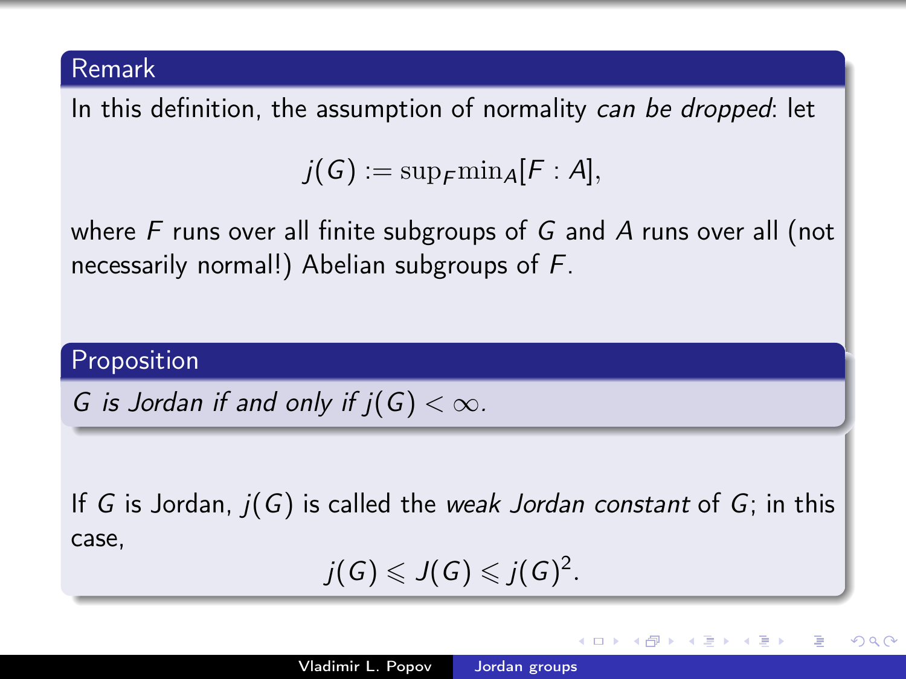**Remark**

In this definition, the assumption of normality *can be dropped*: let

$$j(G) := \mathrm{sup}_F \mathrm{min}_A [F : A],$$

where $F$ runs over all finite subgroups of $G$ and $A$ runs over all (not necessarily normal!) Abelian subgroups of $F$.

**Proposition**

*$G$ is Jordan if and only if $j(G) < \infty$.*

If $G$ is Jordan, $j(G)$ is called the *weak Jordan constant* of $G$; in this case,

$$j(G) \leqslant J(G) \leqslant j(G)^2.$$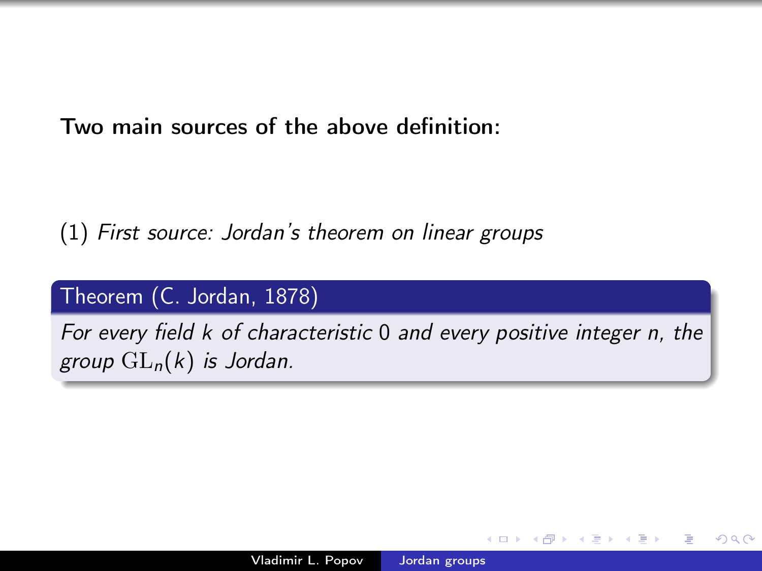**Two main sources of the above definition:**

(1) *First source: Jordan's theorem on linear groups*

**Theorem (C. Jordan, 1878)**

*For every field $k$ of characteristic $0$ and every positive integer $n$, the group $\mathrm{GL}_n(k)$ is Jordan.*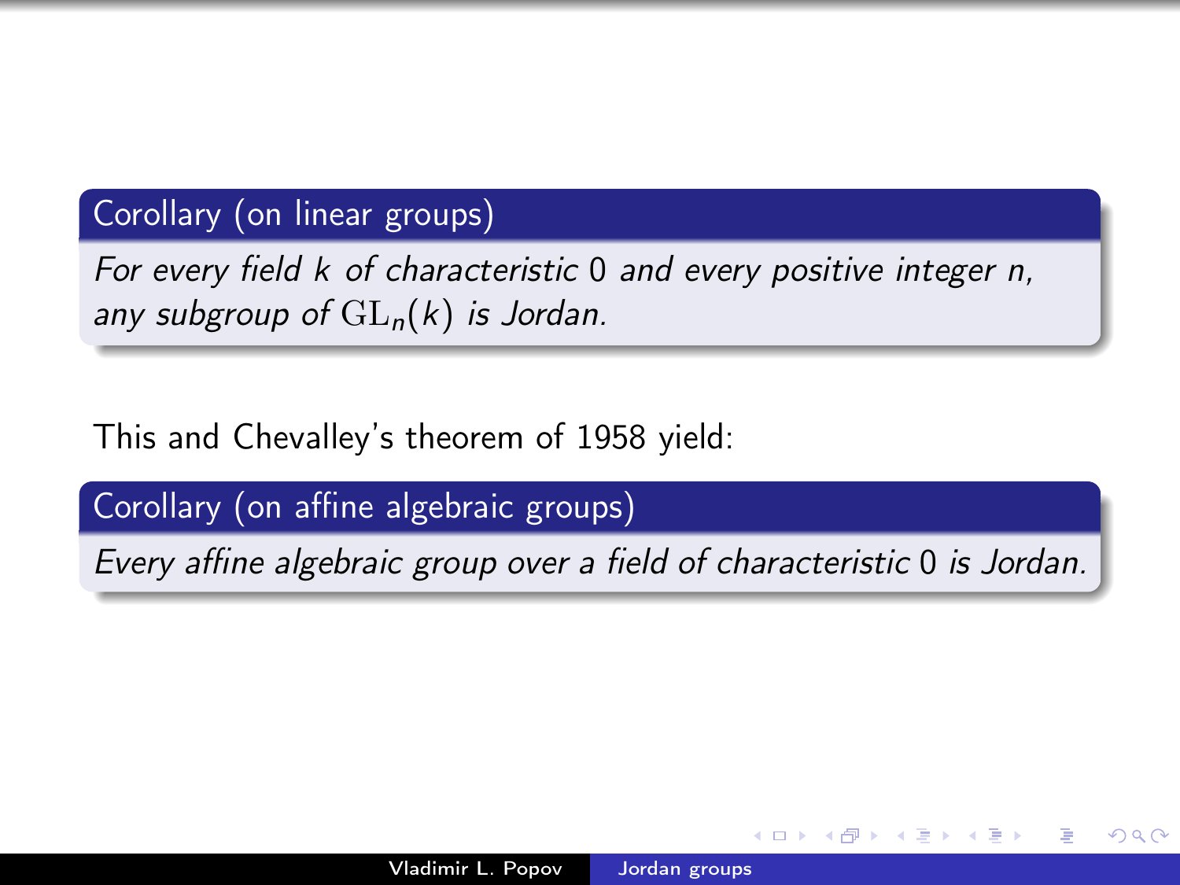**Corollary (on linear groups)**

*For every field $k$ of characteristic $0$ and every positive integer $n$, any subgroup of $\mathrm{GL}_n(k)$ is Jordan.*

This and Chevalley's theorem of 1958 yield:

**Corollary (on affine algebraic groups)**

*Every affine algebraic group over a field of characteristic $0$ is Jordan.*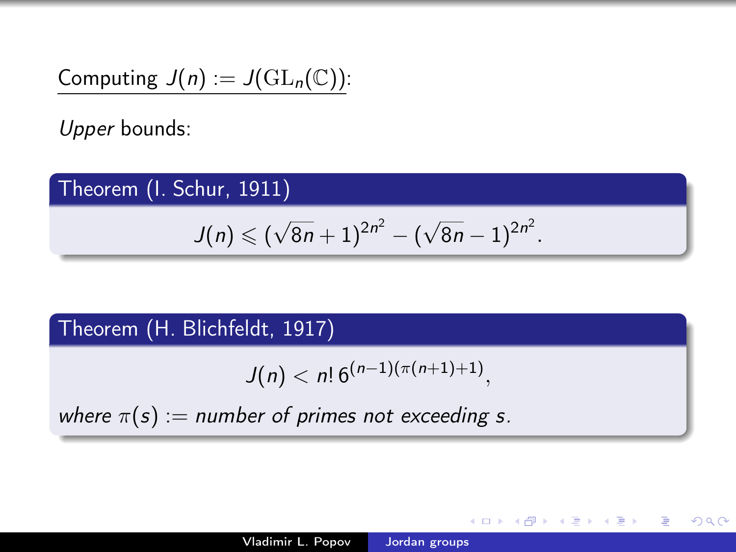Computing $J(n) := J(\mathrm{GL}_n(\mathbb{C}))$:

*Upper* bounds:

**Theorem (I. Schur, 1911)**

$$J(n) \leqslant (\sqrt{8n}+1)^{2n^2} - (\sqrt{8n}-1)^{2n^2}.$$

**Theorem (H. Blichfeldt, 1917)**

$$J(n) < n!\, 6^{(n-1)(\pi(n+1)+1)},$$

*where* $\pi(s)$ := *number of primes not exceeding* $s$.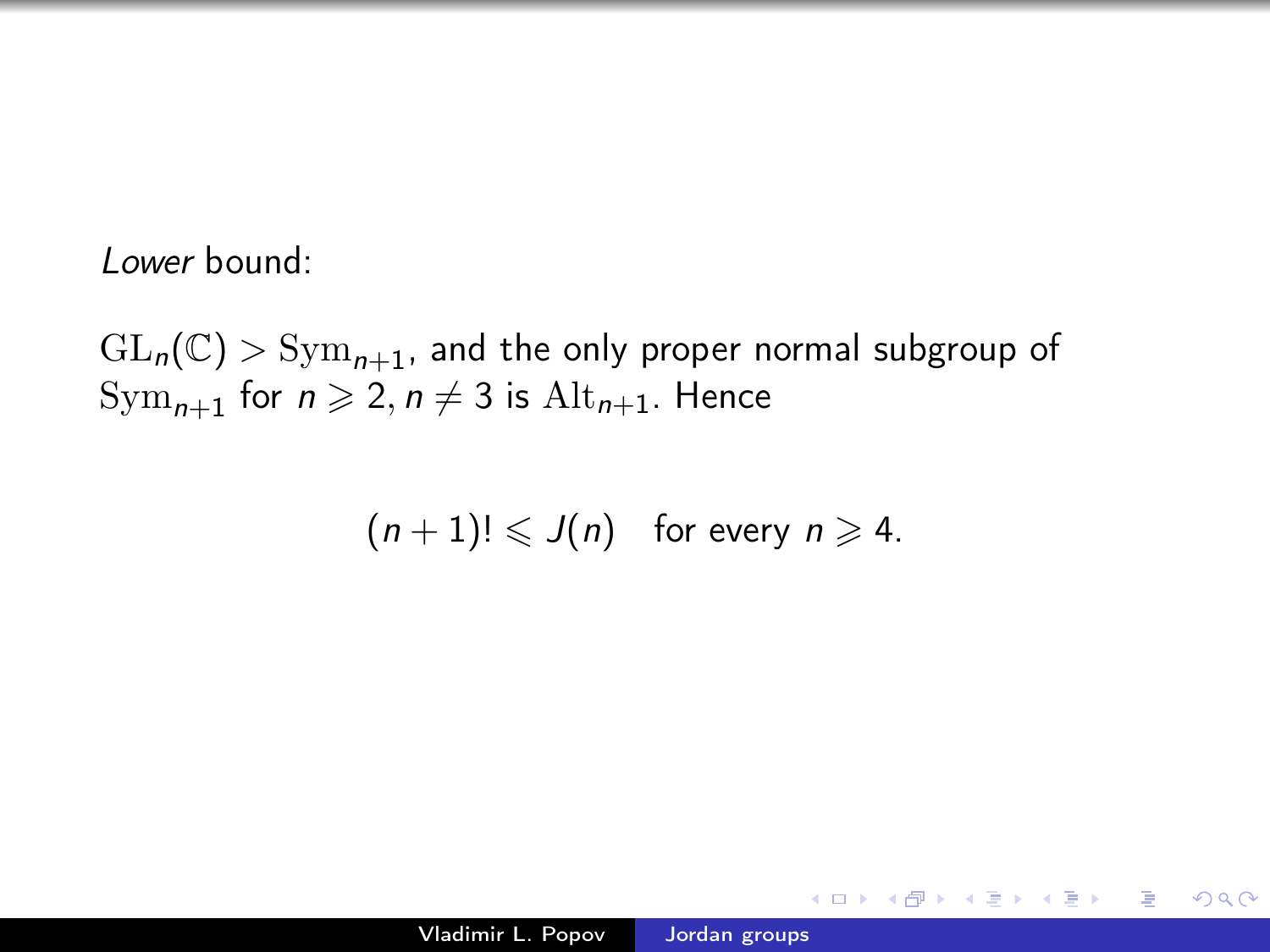*Lower* bound:

$\mathrm{GL}_n(\mathbb{C}) > \mathrm{Sym}_{n+1}$, and the only proper normal subgroup of $\mathrm{Sym}_{n+1}$ for $n \geqslant 2, n \neq 3$ is $\mathrm{Alt}_{n+1}$. Hence

$$(n+1)! \leqslant J(n) \quad \text{for every } n \geqslant 4.$$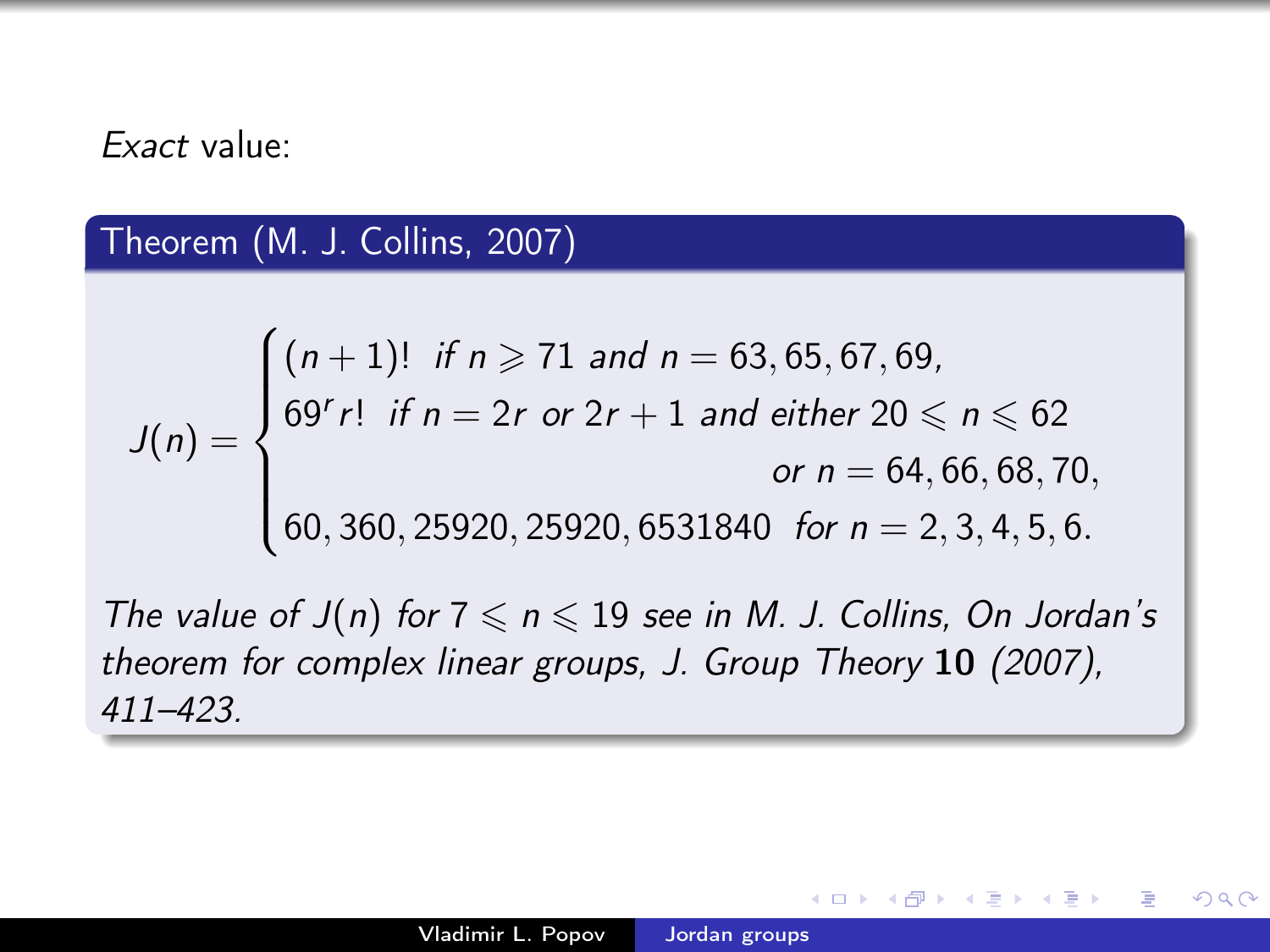*Exact* value:

**Theorem (M. J. Collins, 2007)**

$$J(n) = \begin{cases} (n+1)! \;\; \textit{if } n \geqslant 71 \textit{ and } n = 63, 65, 67, 69, \\ 69^r r! \;\; \textit{if } n = 2r \textit{ or } 2r+1 \textit{ and either } 20 \leqslant n \leqslant 62 \\ \qquad\qquad\qquad\qquad\qquad\qquad \textit{or } n = 64, 66, 68, 70, \\ 60, 360, 25920, 25920, 6531840 \;\; \textit{for } n = 2, 3, 4, 5, 6. \end{cases}$$

*The value of $J(n)$ for $7 \leqslant n \leqslant 19$ see in M. J. Collins, On Jordan's theorem for complex linear groups, J. Group Theory* **10** *(2007), 411–423.*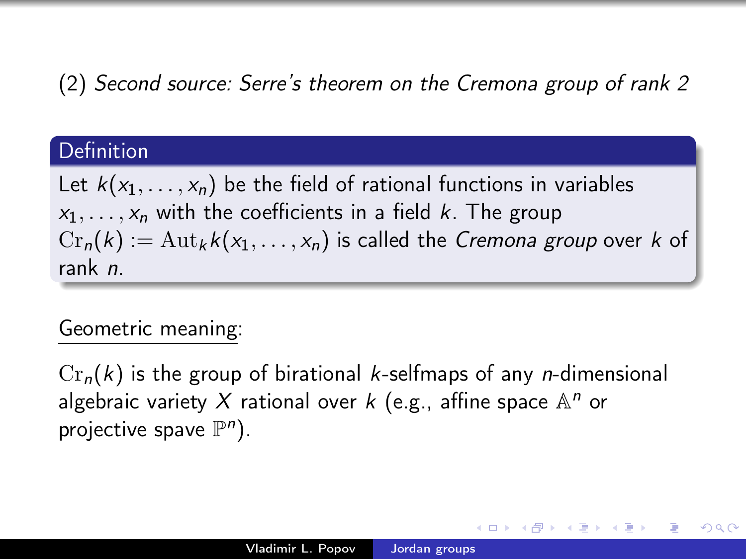(2) *Second source: Serre's theorem on the Cremona group of rank 2*

**Definition**

Let $k(x_1, \ldots, x_n)$ be the field of rational functions in variables $x_1, \ldots, x_n$ with the coefficients in a field $k$. The group $\mathrm{Cr}_n(k) := \mathrm{Aut}_k k(x_1, \ldots, x_n)$ is called the *Cremona group* over $k$ of rank $n$.

Geometric meaning:

$\mathrm{Cr}_n(k)$ is the group of birational $k$-selfmaps of any $n$-dimensional algebraic variety $X$ rational over $k$ (e.g., affine space $\mathbb{A}^n$ or projective spave $\mathbb{P}^n$).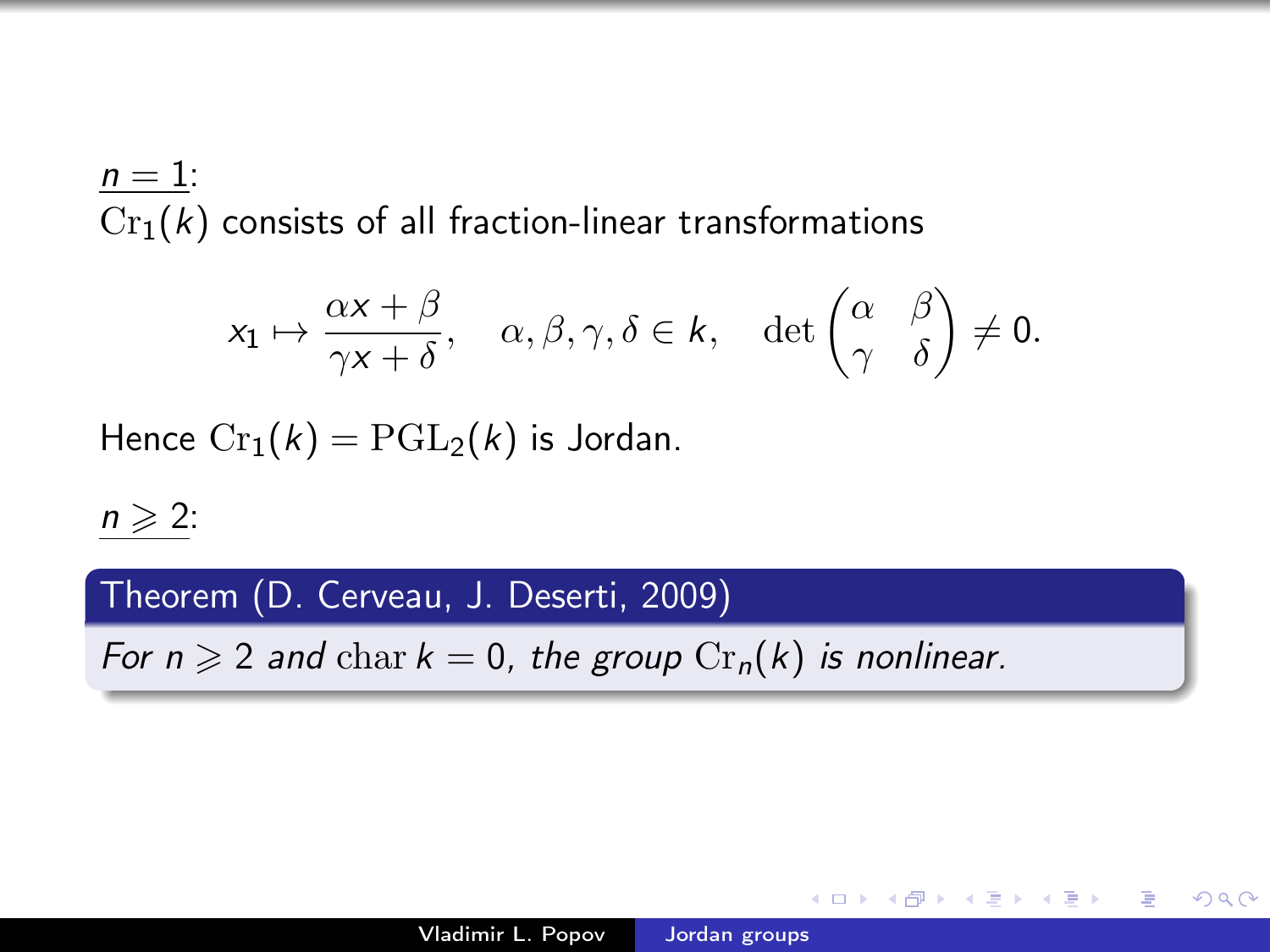$\underline{n = 1}$:

$\mathrm{Cr}_1(k)$ consists of all fraction-linear transformations

$$x_1 \mapsto \frac{\alpha x + \beta}{\gamma x + \delta}, \quad \alpha, \beta, \gamma, \delta \in k, \quad \det \begin{pmatrix} \alpha & \beta \\ \gamma & \delta \end{pmatrix} \neq 0.$$

Hence $\mathrm{Cr}_1(k) = \mathrm{PGL}_2(k)$ is Jordan.

$\underline{n \geqslant 2}$:

**Theorem (D. Cerveau, J. Deserti, 2009)**

*For $n \geqslant 2$ and $\mathrm{char}\, k = 0$, the group $\mathrm{Cr}_n(k)$ is nonlinear.*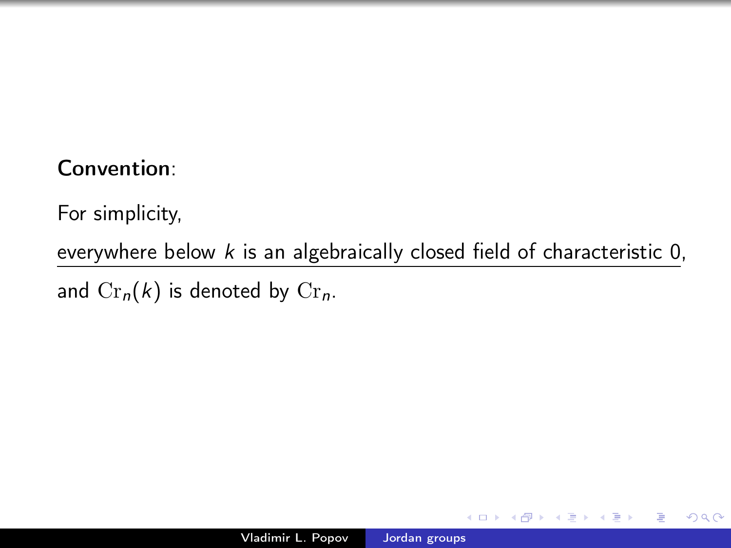**Convention**:

For simplicity,

everywhere below $k$ is an algebraically closed field of characteristic 0,

and $\mathrm{Cr}_n(k)$ is denoted by $\mathrm{Cr}_n$.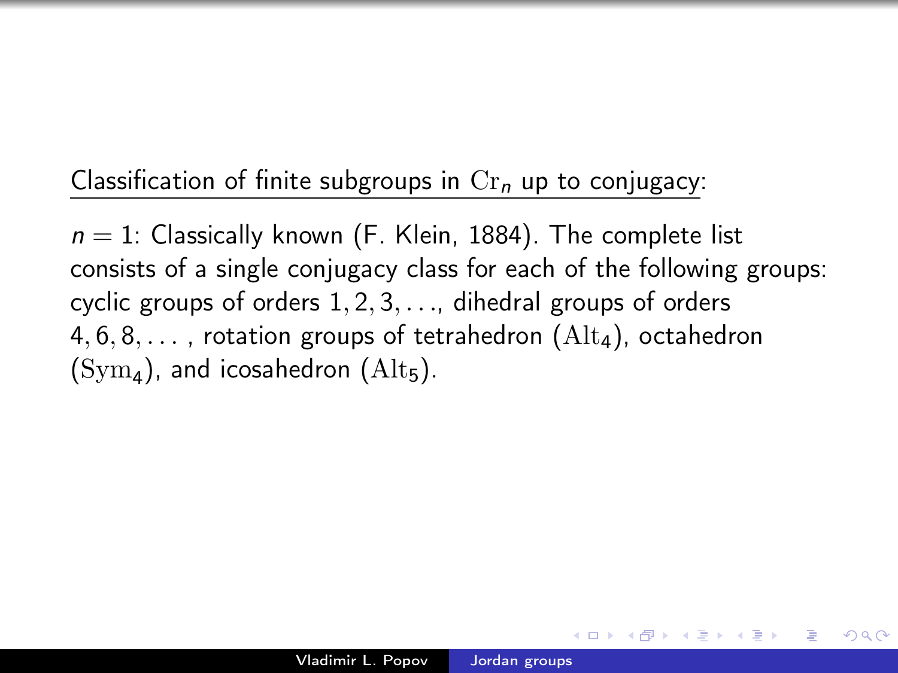<u>Classification of finite subgroups in $\mathrm{Cr}_n$ up to conjugacy:</u>

$n = 1$: Classically known (F. Klein, 1884). The complete list consists of a single conjugacy class for each of the following groups: cyclic groups of orders $1, 2, 3, \ldots$, dihedral groups of orders $4, 6, 8, \ldots$, rotation groups of tetrahedron ($\mathrm{Alt}_4$), octahedron ($\mathrm{Sym}_4$), and icosahedron ($\mathrm{Alt}_5$).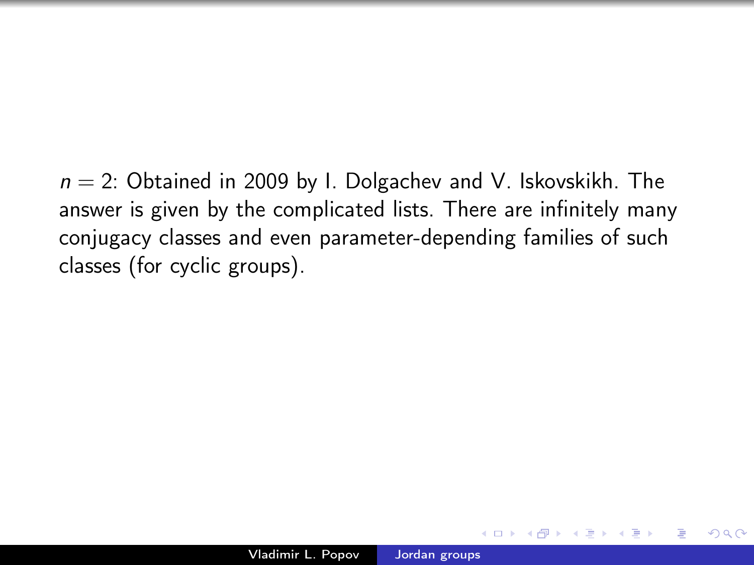$n = 2$: Obtained in 2009 by I. Dolgachev and V. Iskovskikh. The answer is given by the complicated lists. There are infinitely many conjugacy classes and even parameter-depending families of such classes (for cyclic groups).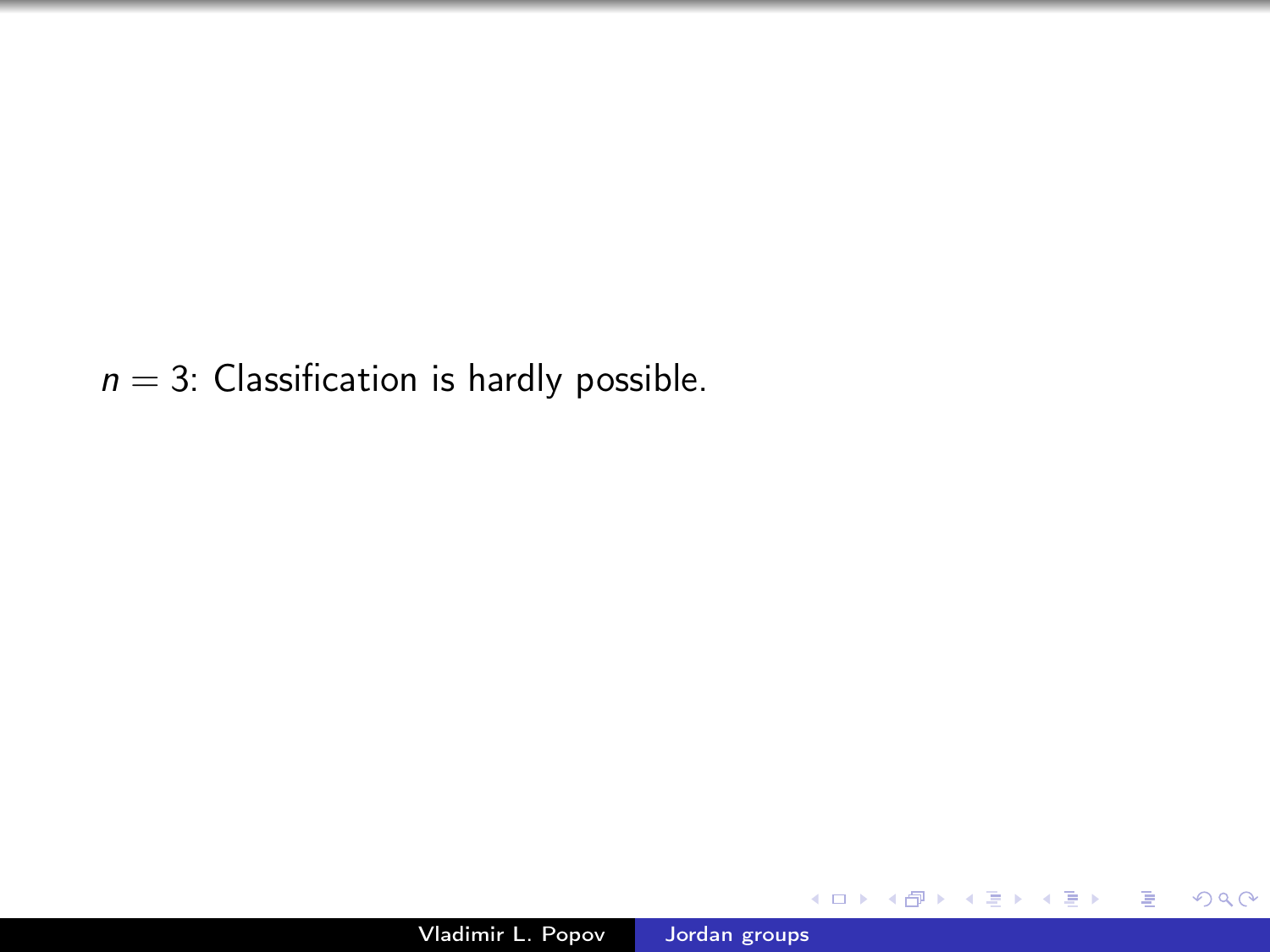$n = 3$: Classification is hardly possible.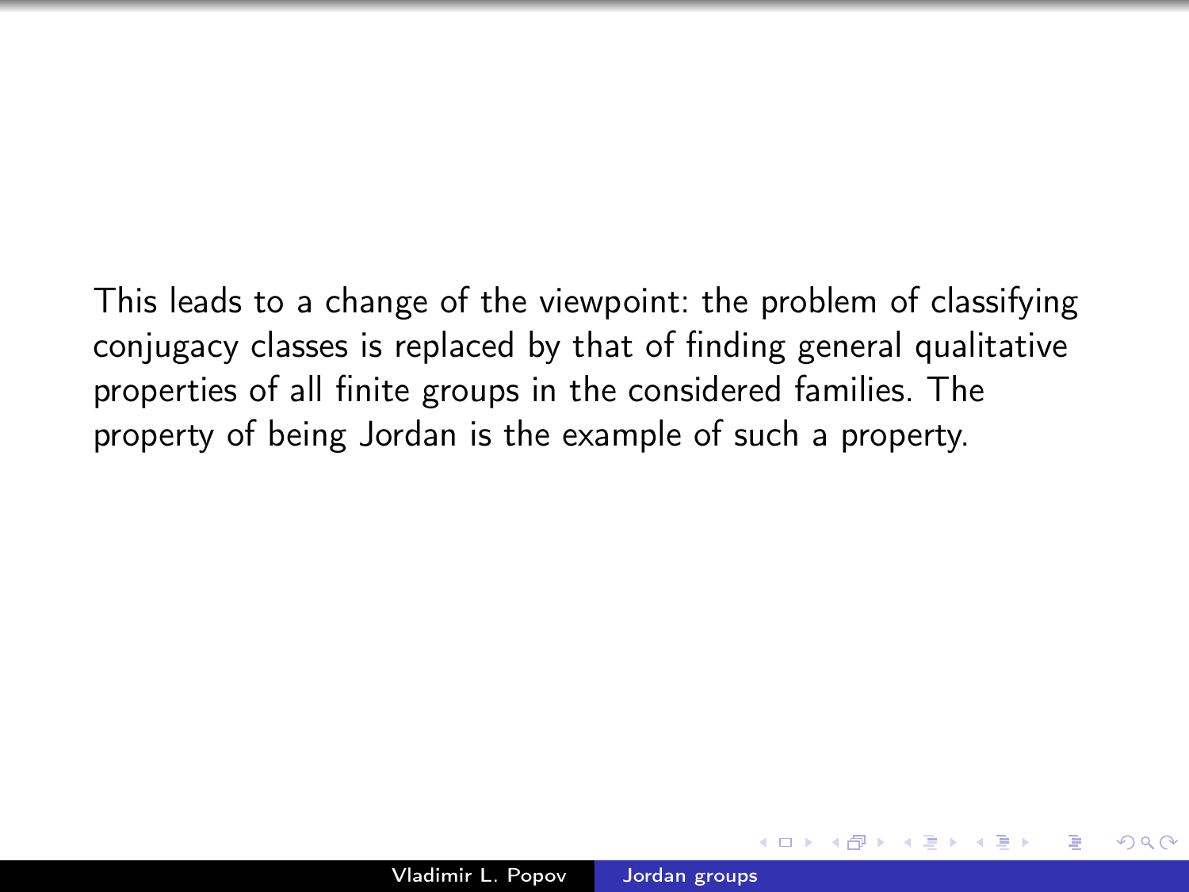This leads to a change of the viewpoint: the problem of classifying conjugacy classes is replaced by that of finding general qualitative properties of all finite groups in the considered families. The property of being Jordan is the example of such a property.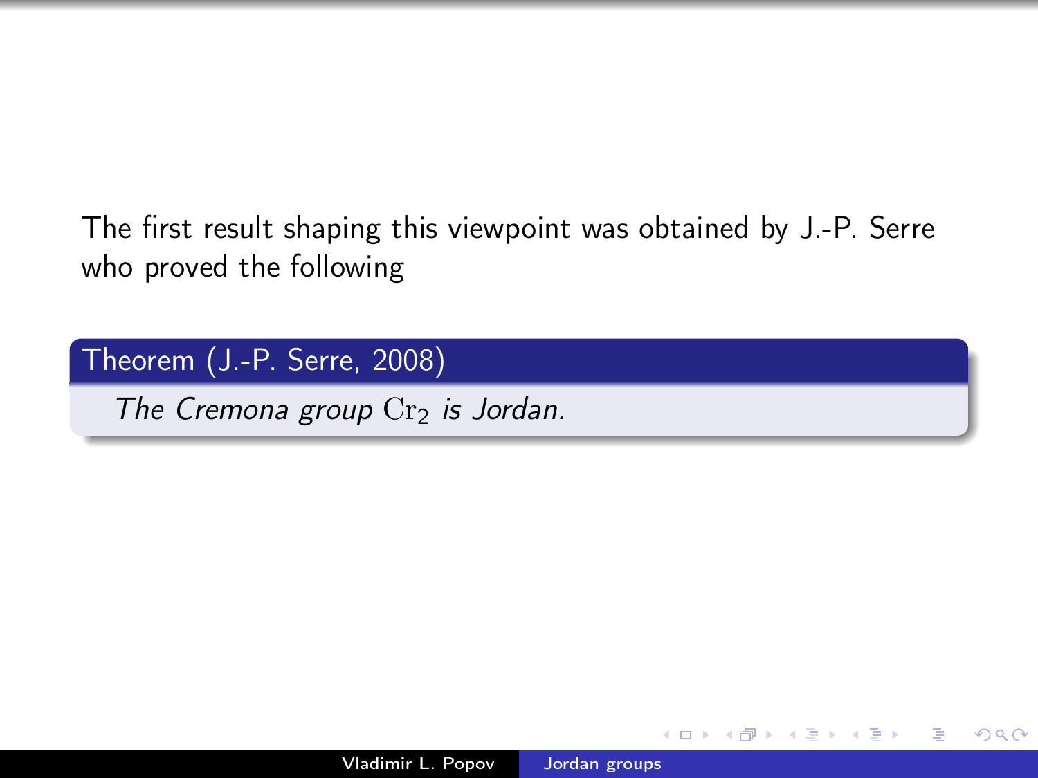The first result shaping this viewpoint was obtained by J.-P. Serre who proved the following

**Theorem (J.-P. Serre, 2008)**

*The Cremona group* $\mathrm{Cr}_2$ *is Jordan.*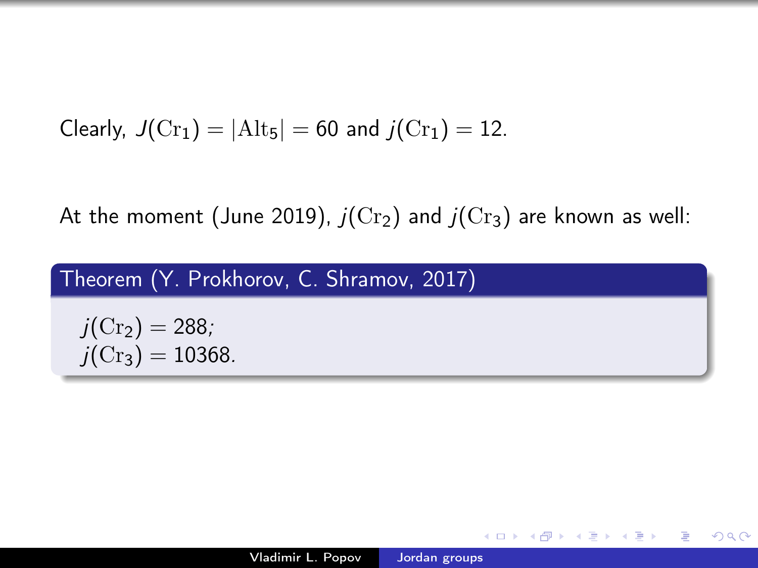Clearly, $J(\mathrm{Cr}_1) = |\mathrm{Alt}_5| = 60$ and $j(\mathrm{Cr}_1) = 12$.

At the moment (June 2019), $j(\mathrm{Cr}_2)$ and $j(\mathrm{Cr}_3)$ are known as well:

**Theorem (Y. Prokhorov, C. Shramov, 2017)**

$j(\mathrm{Cr}_2) = 288$;
$j(\mathrm{Cr}_3) = 10368$.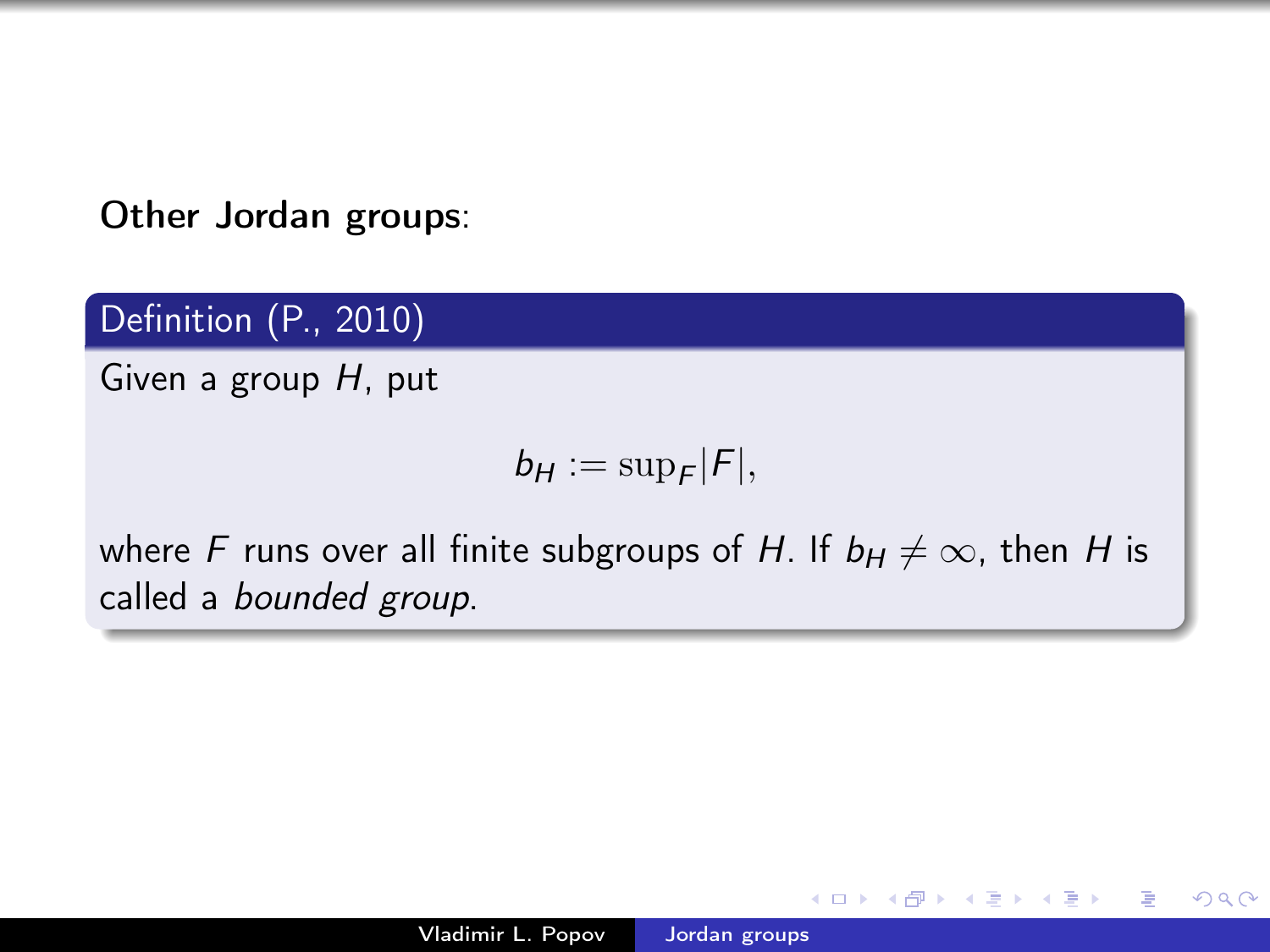**Other Jordan groups**:

**Definition (P., 2010)**

Given a group $H$, put

$$b_H := \sup_F |F|,$$

where $F$ runs over all finite subgroups of $H$. If $b_H \neq \infty$, then $H$ is called a *bounded group*.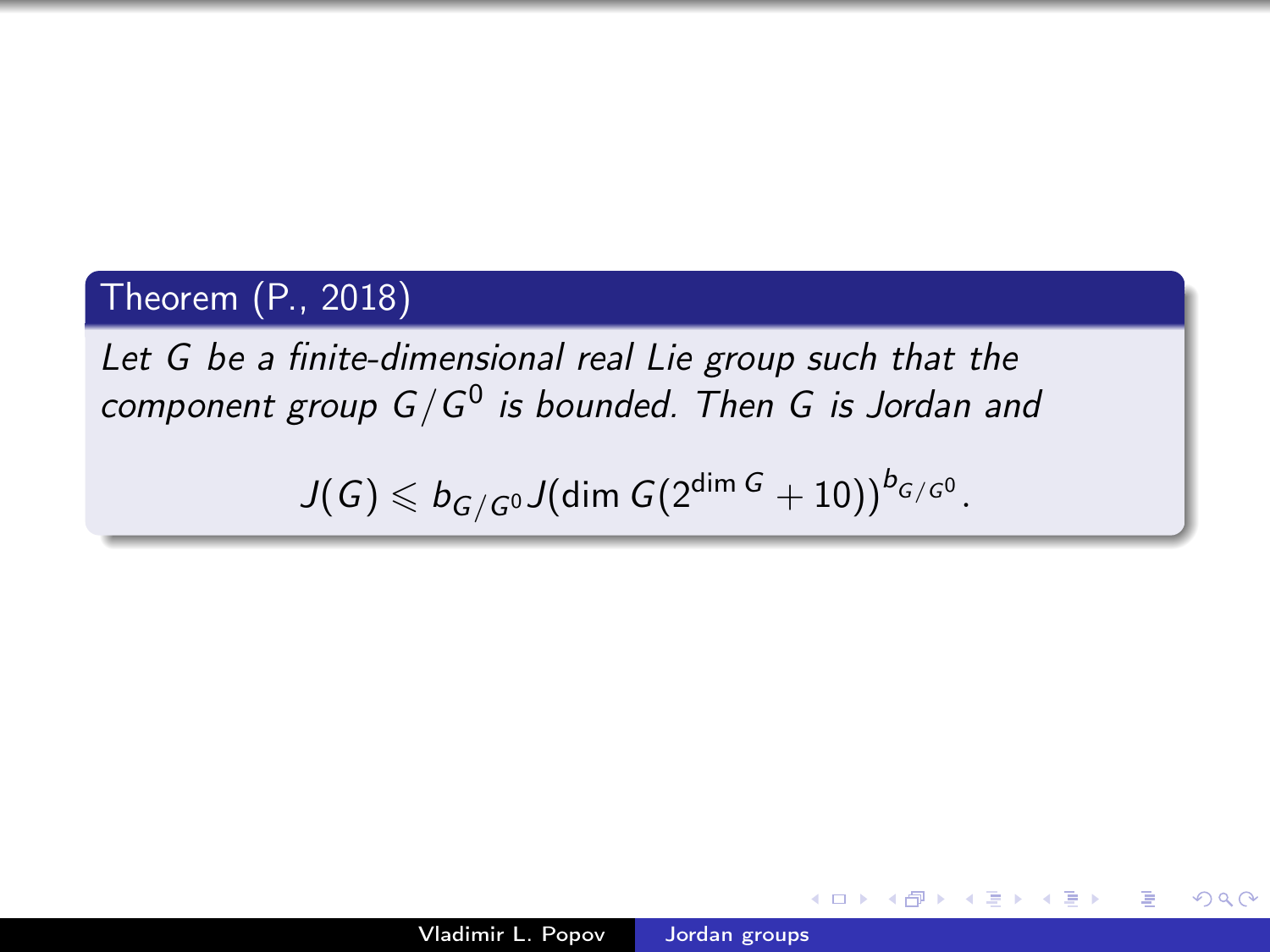**Theorem (P., 2018)**

*Let $G$ be a finite-dimensional real Lie group such that the component group $G/G^0$ is bounded. Then $G$ is Jordan and*

$$J(G) \leqslant b_{G/G^0} J(\dim G(2^{\dim G} + 10))^{b_{G/G^0}}.$$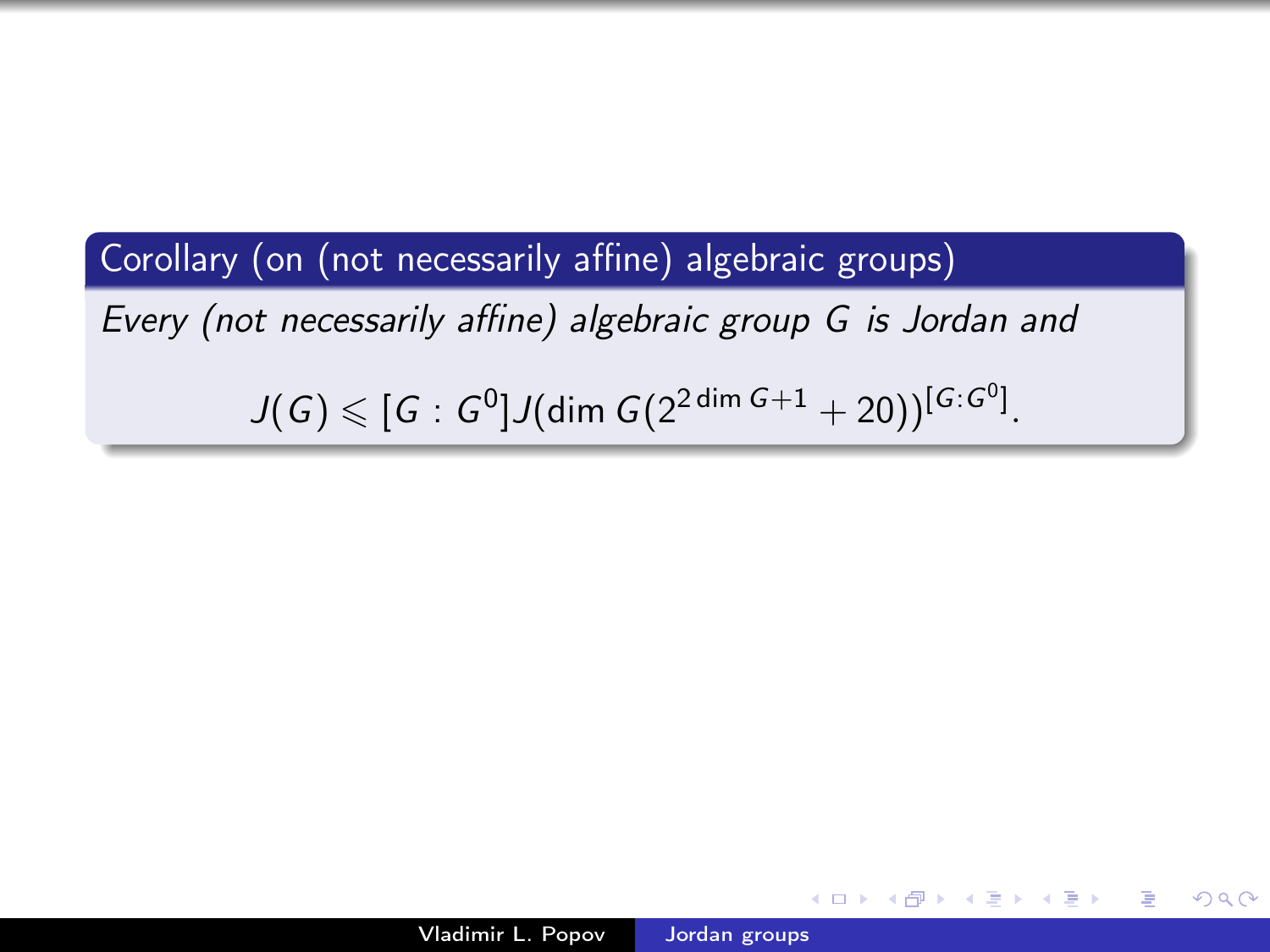**Corollary (on (not necessarily affine) algebraic groups)**

*Every (not necessarily affine) algebraic group $G$ is Jordan and*

$$J(G) \leqslant [G:G^0]J(\dim G(2^{2\dim G+1}+20))^{[G:G^0]}.$$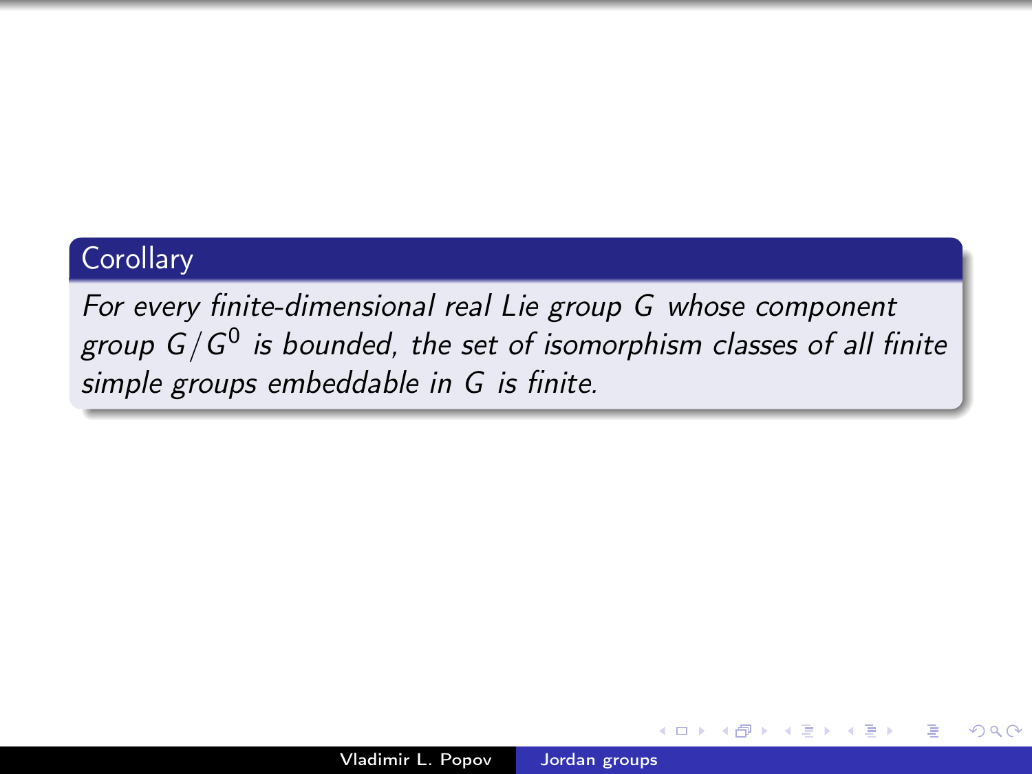**Corollary**

*For every finite-dimensional real Lie group $G$ whose component group $G/G^0$ is bounded, the set of isomorphism classes of all finite simple groups embeddable in $G$ is finite.*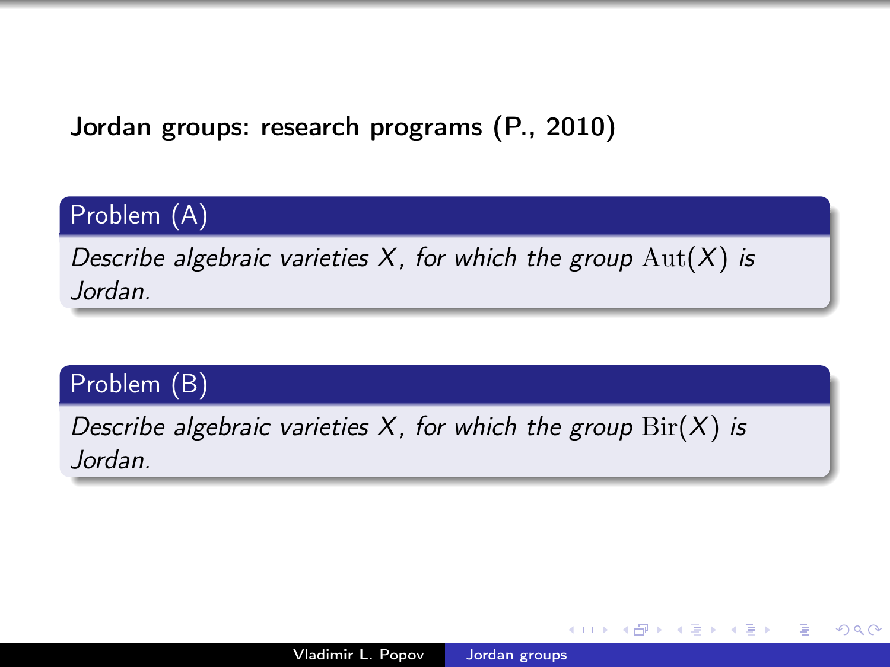**Jordan groups: research programs (P., 2010)**

**Problem (A)**

*Describe algebraic varieties $X$, for which the group $\mathrm{Aut}(X)$ is Jordan.*

**Problem (B)**

*Describe algebraic varieties $X$, for which the group $\mathrm{Bir}(X)$ is Jordan.*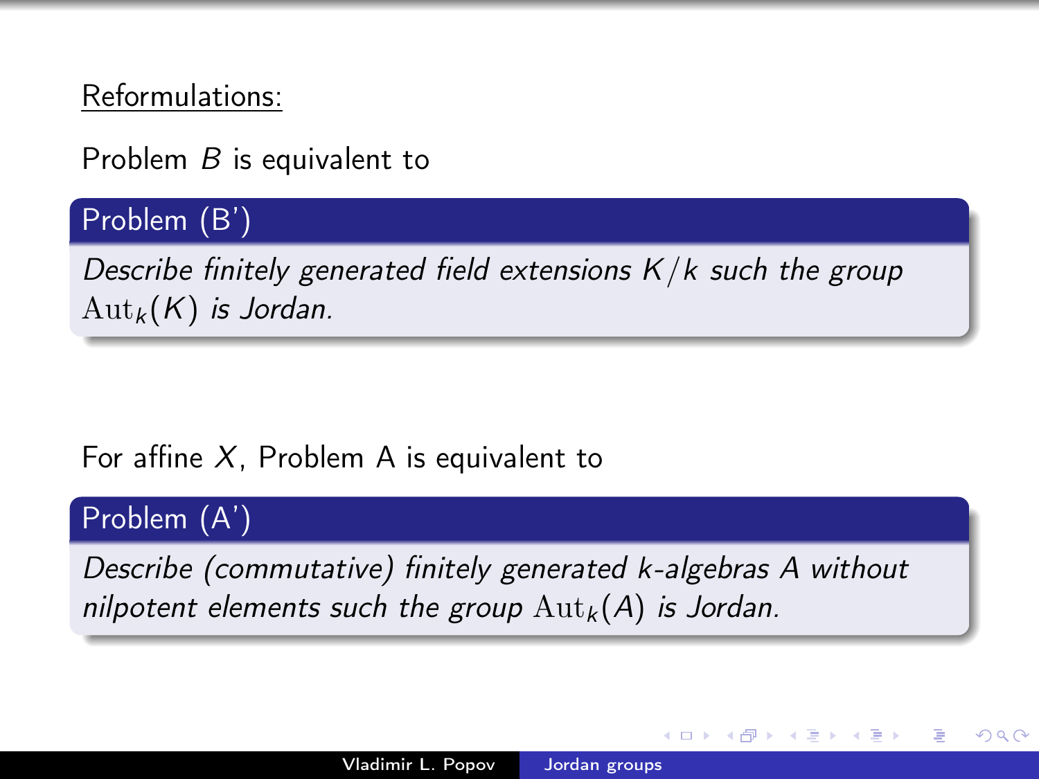Reformulations:

Problem $B$ is equivalent to

**Problem (B')**

*Describe finitely generated field extensions $K/k$ such the group $\mathrm{Aut}_k(K)$ is Jordan.*

For affine $X$, Problem A is equivalent to

**Problem (A')**

*Describe (commutative) finitely generated $k$-algebras $A$ without nilpotent elements such the group $\mathrm{Aut}_k(A)$ is Jordan.*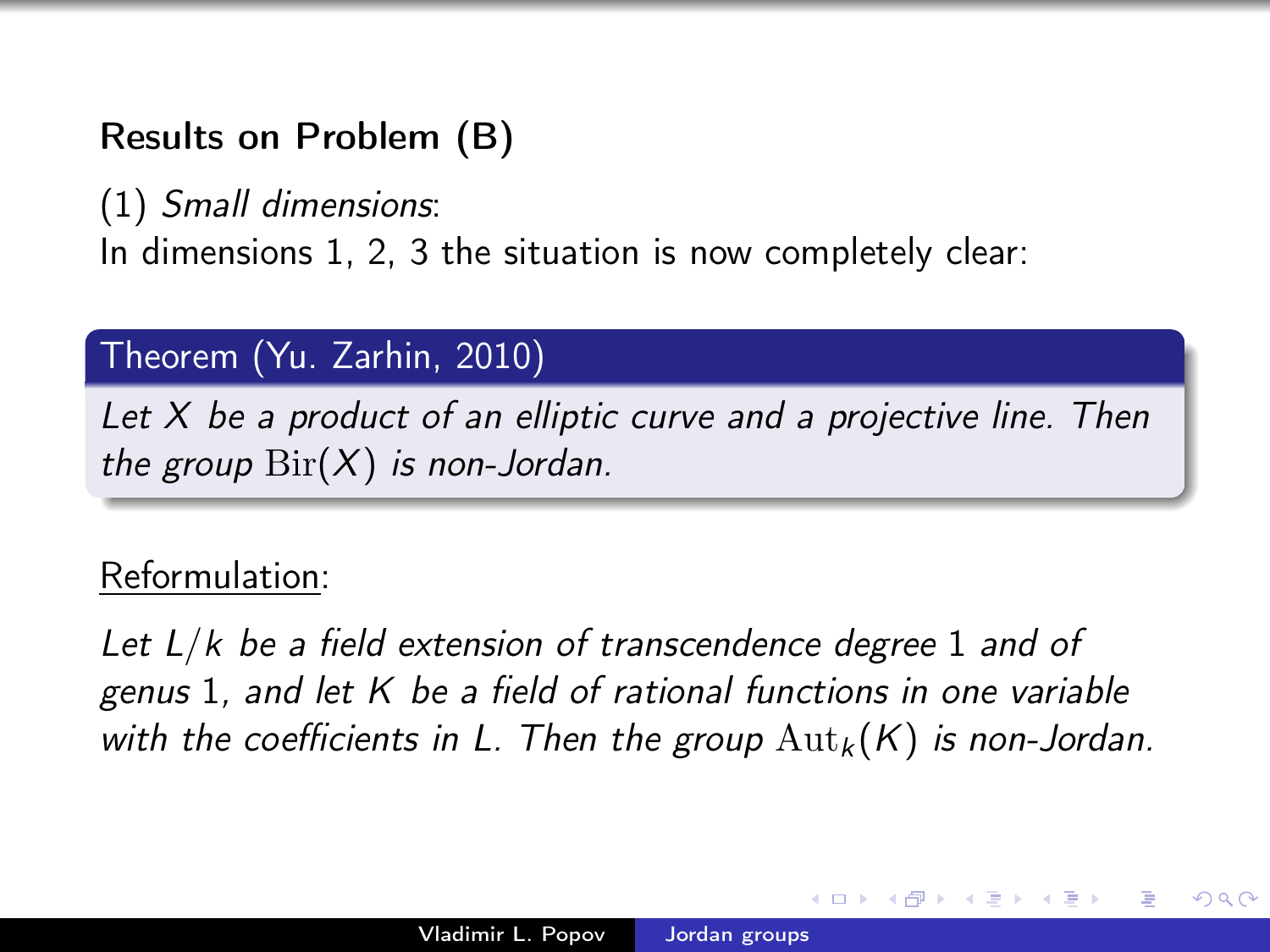## Results on Problem (B)

(1) *Small dimensions*:
In dimensions 1, 2, 3 the situation is now completely clear:

**Theorem (Yu. Zarhin, 2010)**

*Let $X$ be a product of an elliptic curve and a projective line. Then the group $\mathrm{Bir}(X)$ is non-Jordan.*

<u>Reformulation</u>:

*Let $L/k$ be a field extension of transcendence degree $1$ and of genus $1$, and let $K$ be a field of rational functions in one variable with the coefficients in $L$. Then the group $\mathrm{Aut}_k(K)$ is non-Jordan.*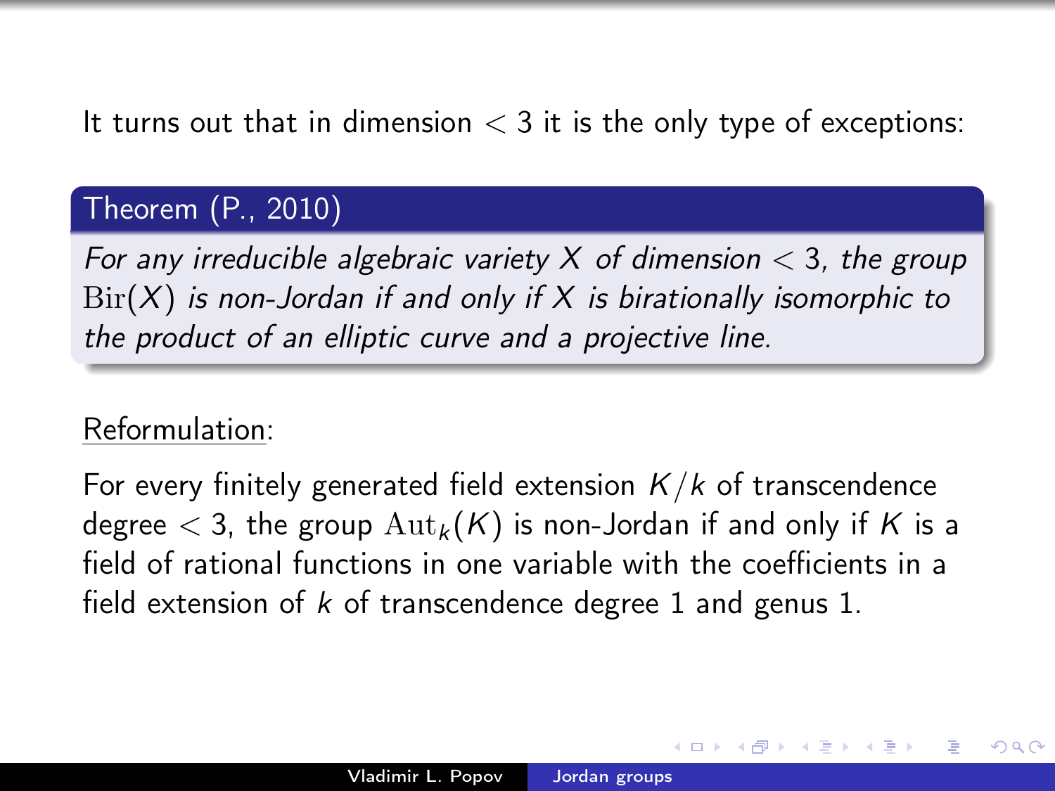It turns out that in dimension $< 3$ it is the only type of exceptions:

**Theorem (P., 2010)**

*For any irreducible algebraic variety $X$ of dimension $< 3$, the group $\mathrm{Bir}(X)$ is non-Jordan if and only if $X$ is birationally isomorphic to the product of an elliptic curve and a projective line.*

Reformulation:

For every finitely generated field extension $K/k$ of transcendence degree $< 3$, the group $\mathrm{Aut}_k(K)$ is non-Jordan if and only if $K$ is a field of rational functions in one variable with the coefficients in a field extension of $k$ of transcendence degree 1 and genus 1.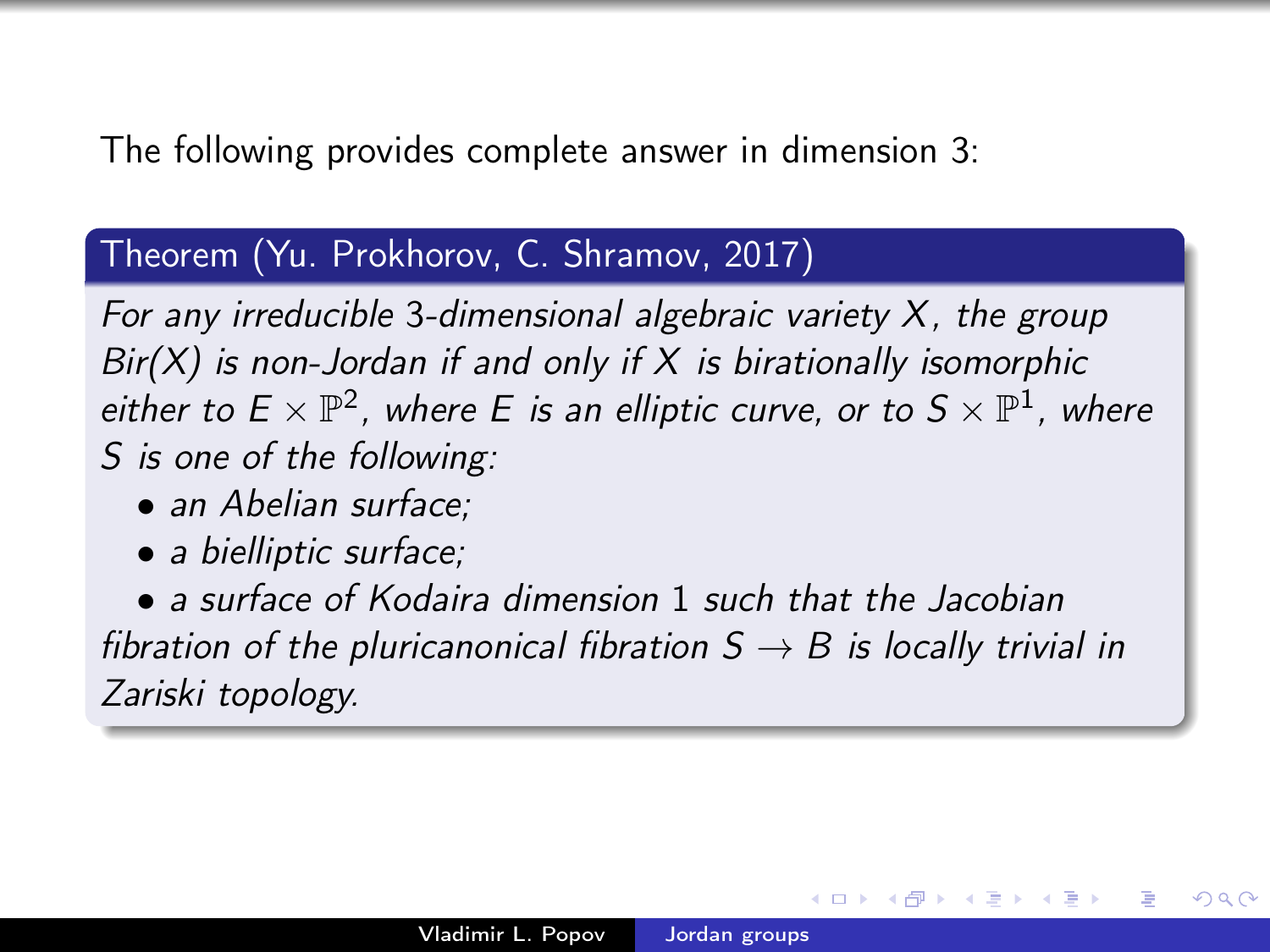The following provides complete answer in dimension 3:

**Theorem (Yu. Prokhorov, C. Shramov, 2017)**

*For any irreducible 3-dimensional algebraic variety $X$, the group Bir(X) is non-Jordan if and only if $X$ is birationally isomorphic either to $E \times \mathbb{P}^2$, where $E$ is an elliptic curve, or to $S \times \mathbb{P}^1$, where $S$ is one of the following:*

- *an Abelian surface;*
- *a bielliptic surface;*
- *a surface of Kodaira dimension 1 such that the Jacobian fibration of the pluricanonical fibration $S \to B$ is locally trivial in Zariski topology.*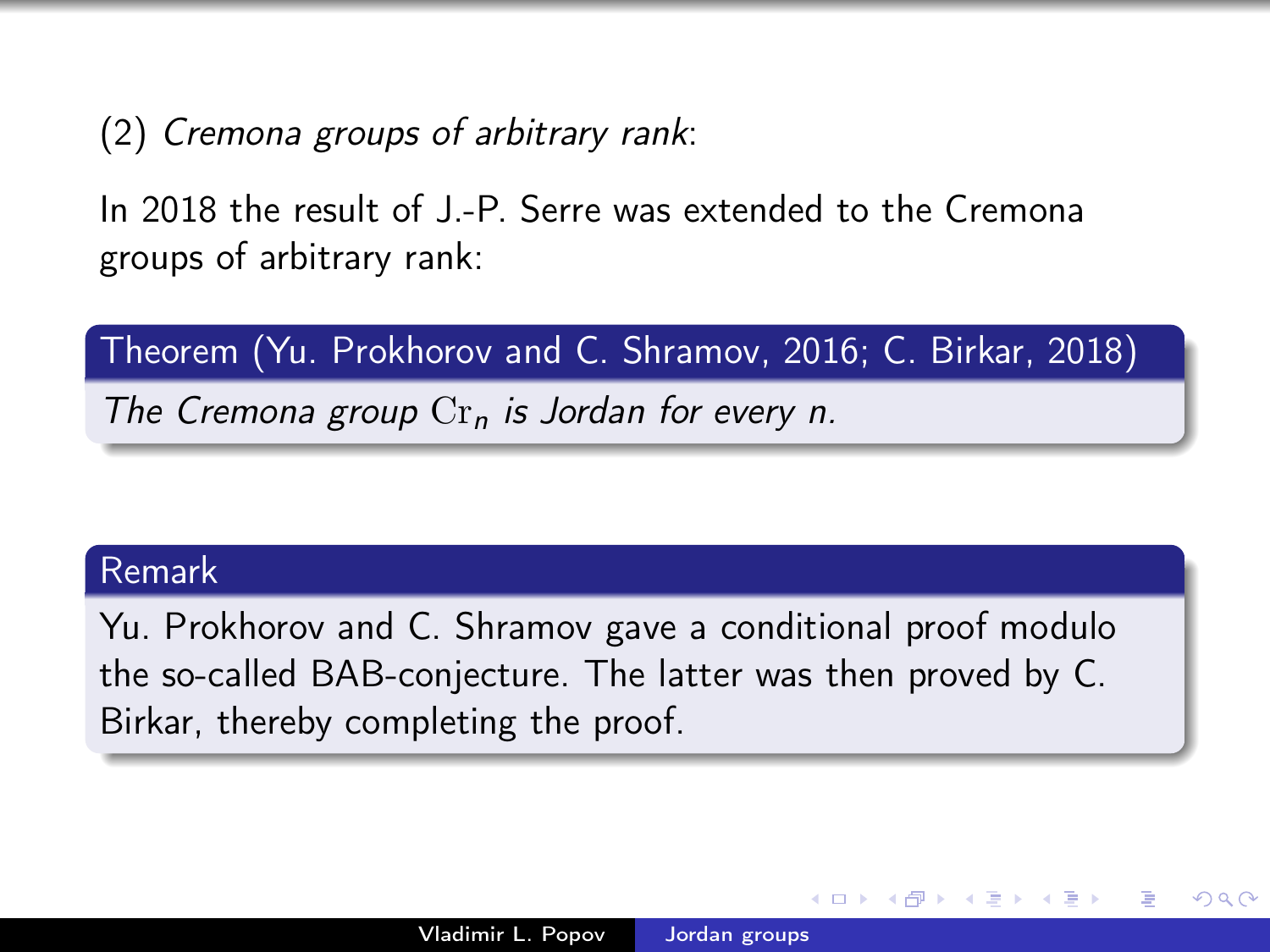(2) *Cremona groups of arbitrary rank*:

In 2018 the result of J.-P. Serre was extended to the Cremona groups of arbitrary rank:

**Theorem (Yu. Prokhorov and C. Shramov, 2016; C. Birkar, 2018)**

*The Cremona group $\mathrm{Cr}_n$ is Jordan for every $n$.*

**Remark**

Yu. Prokhorov and C. Shramov gave a conditional proof modulo the so-called BAB-conjecture. The latter was then proved by C. Birkar, thereby completing the proof.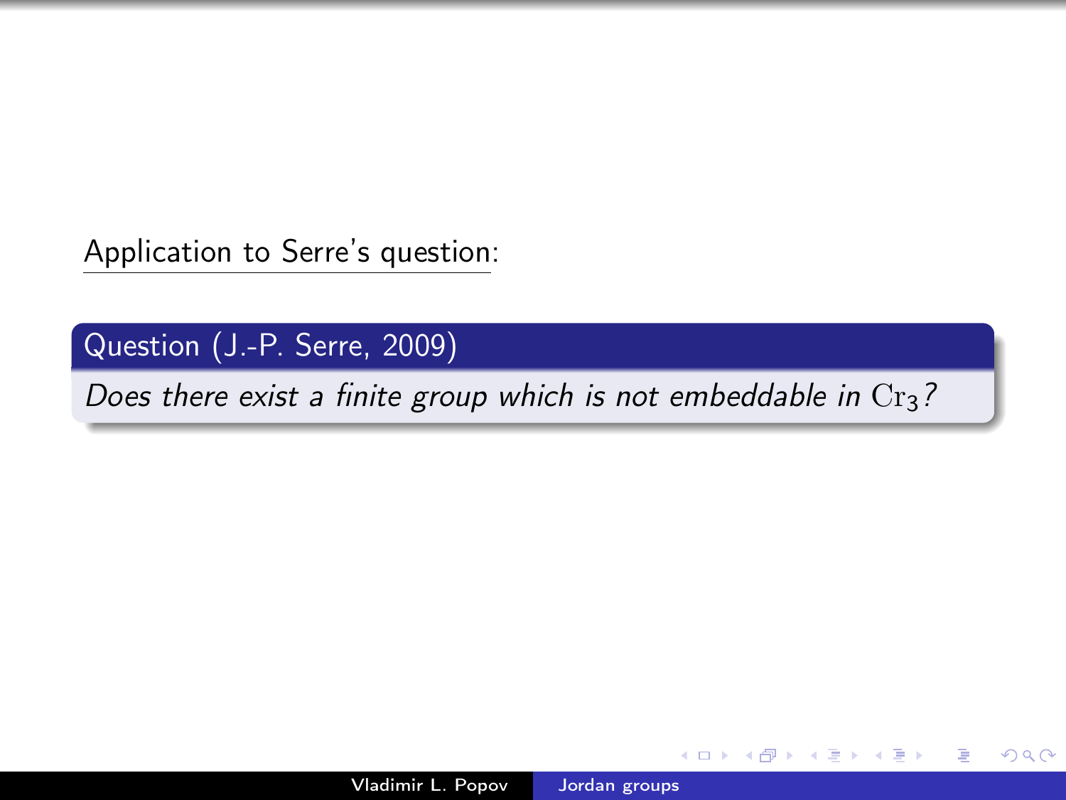Application to Serre's question:

**Question (J.-P. Serre, 2009)**

*Does there exist a finite group which is not embeddable in* $\mathrm{Cr}_3$*?*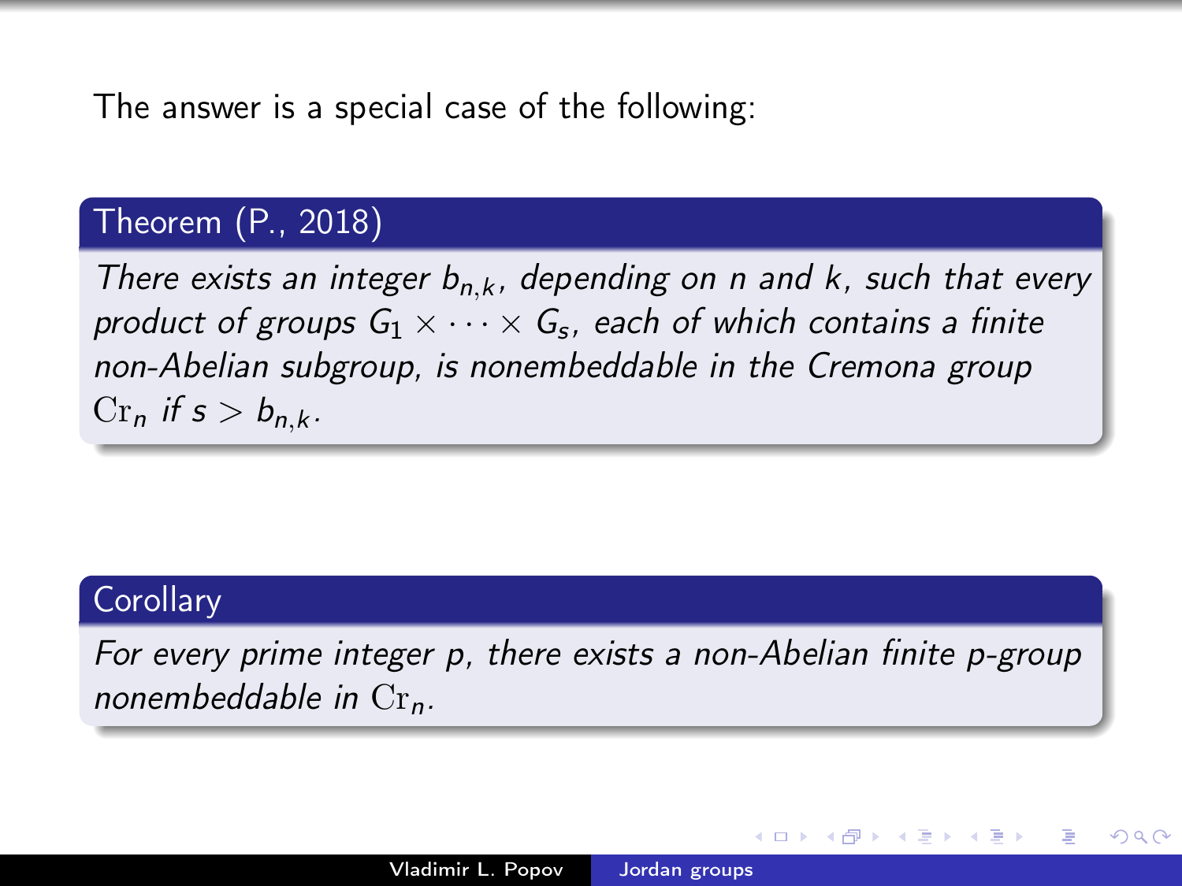The answer is a special case of the following:

**Theorem (P., 2018)**

*There exists an integer $b_{n,k}$, depending on $n$ and $k$, such that every product of groups $G_1 \times \cdots \times G_s$, each of which contains a finite non-Abelian subgroup, is nonembeddable in the Cremona group $\mathrm{Cr}_n$ if $s > b_{n,k}$.*

**Corollary**

*For every prime integer $p$, there exists a non-Abelian finite $p$-group nonembeddable in $\mathrm{Cr}_n$.*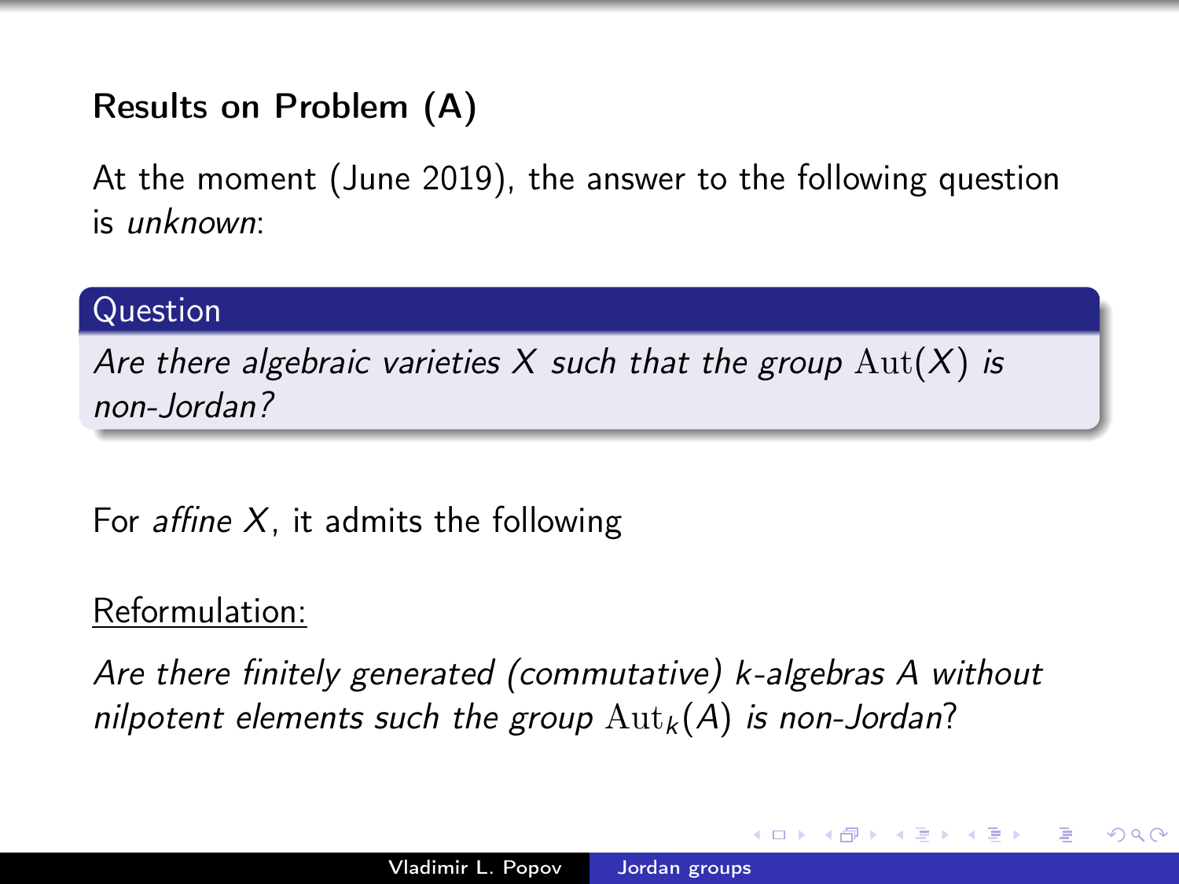## Results on Problem (A)

At the moment (June 2019), the answer to the following question is *unknown*:

**Question**

*Are there algebraic varieties $X$ such that the group $\mathrm{Aut}(X)$ is non-Jordan?*

For *affine* $X$, it admits the following

<u>Reformulation:</u>

*Are there finitely generated (commutative) k-algebras $A$ without nilpotent elements such the group $\mathrm{Aut}_k(A)$ is non-Jordan?*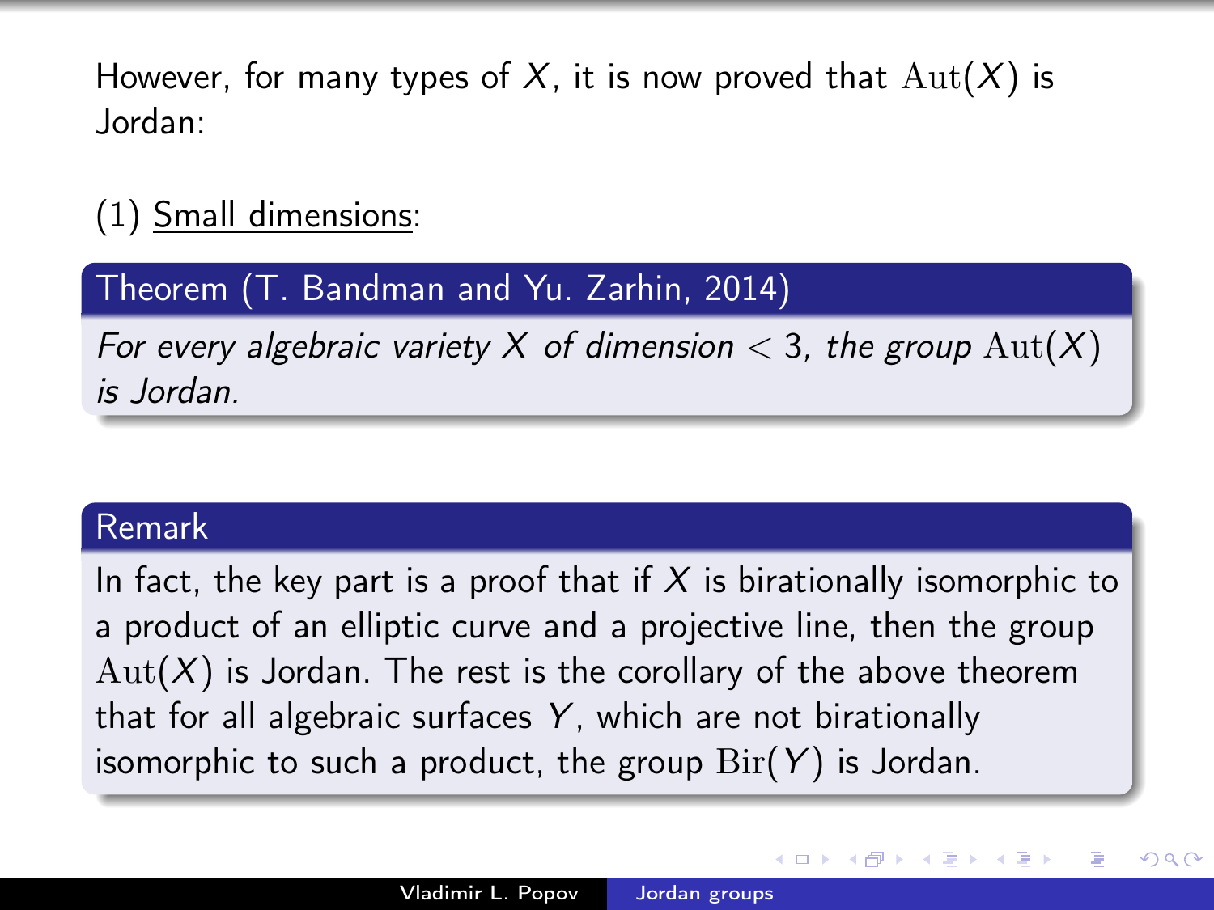However, for many types of $X$, it is now proved that $\mathrm{Aut}(X)$ is Jordan:

(1) Small dimensions:

**Theorem (T. Bandman and Yu. Zarhin, 2014)**

*For every algebraic variety $X$ of dimension $< 3$, the group $\mathrm{Aut}(X)$ is Jordan.*

**Remark**

In fact, the key part is a proof that if $X$ is birationally isomorphic to a product of an elliptic curve and a projective line, then the group $\mathrm{Aut}(X)$ is Jordan. The rest is the corollary of the above theorem that for all algebraic surfaces $Y$, which are not birationally isomorphic to such a product, the group $\mathrm{Bir}(Y)$ is Jordan.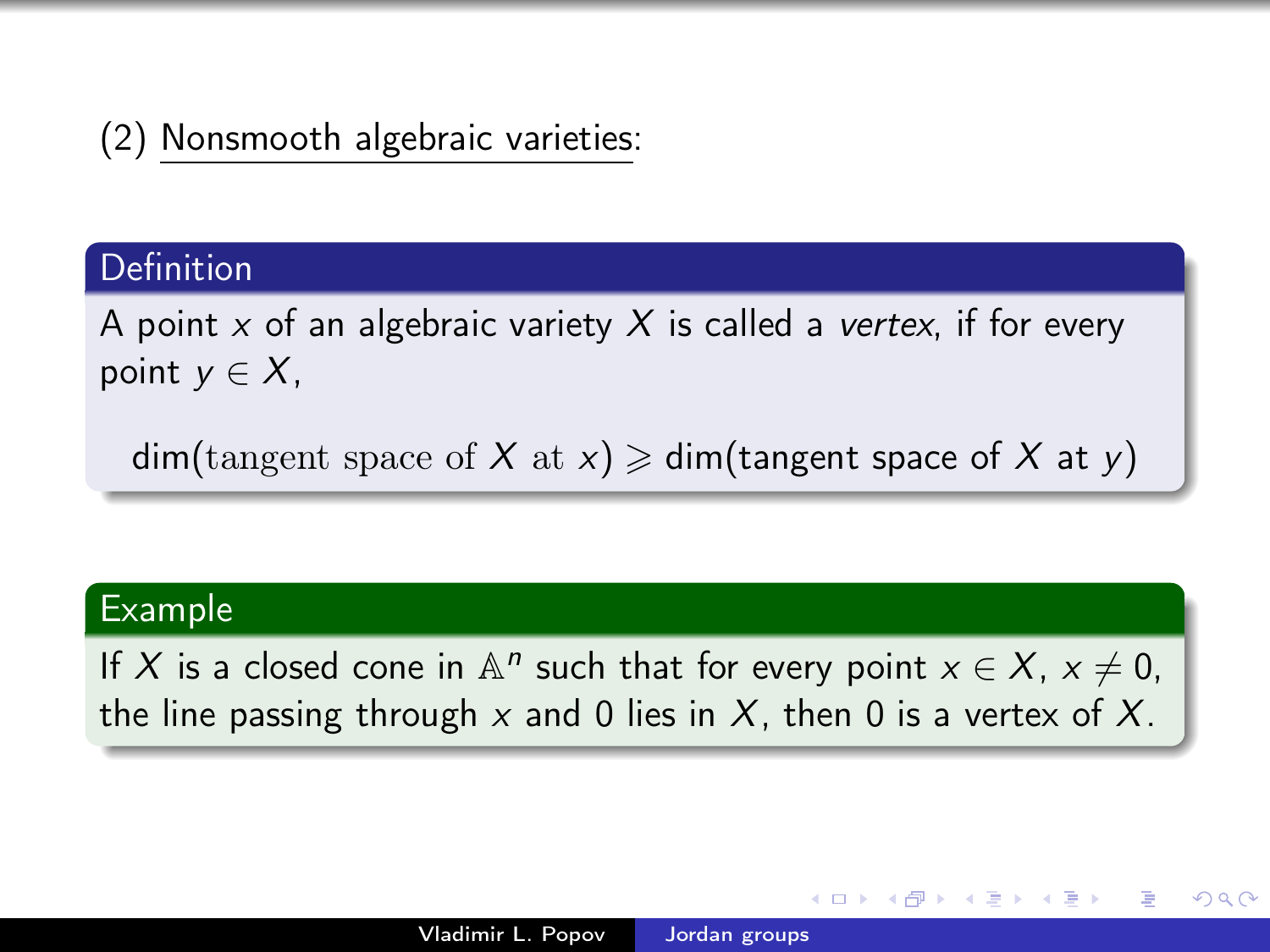(2) Nonsmooth algebraic varieties:

**Definition**

A point $x$ of an algebraic variety $X$ is called a *vertex*, if for every point $y \in X$,

$$\dim(\text{tangent space of } X \text{ at } x) \geqslant \dim(\text{tangent space of } X \text{ at } y)$$

**Example**

If $X$ is a closed cone in $\mathbb{A}^n$ such that for every point $x \in X$, $x \neq 0$, the line passing through $x$ and $0$ lies in $X$, then $0$ is a vertex of $X$.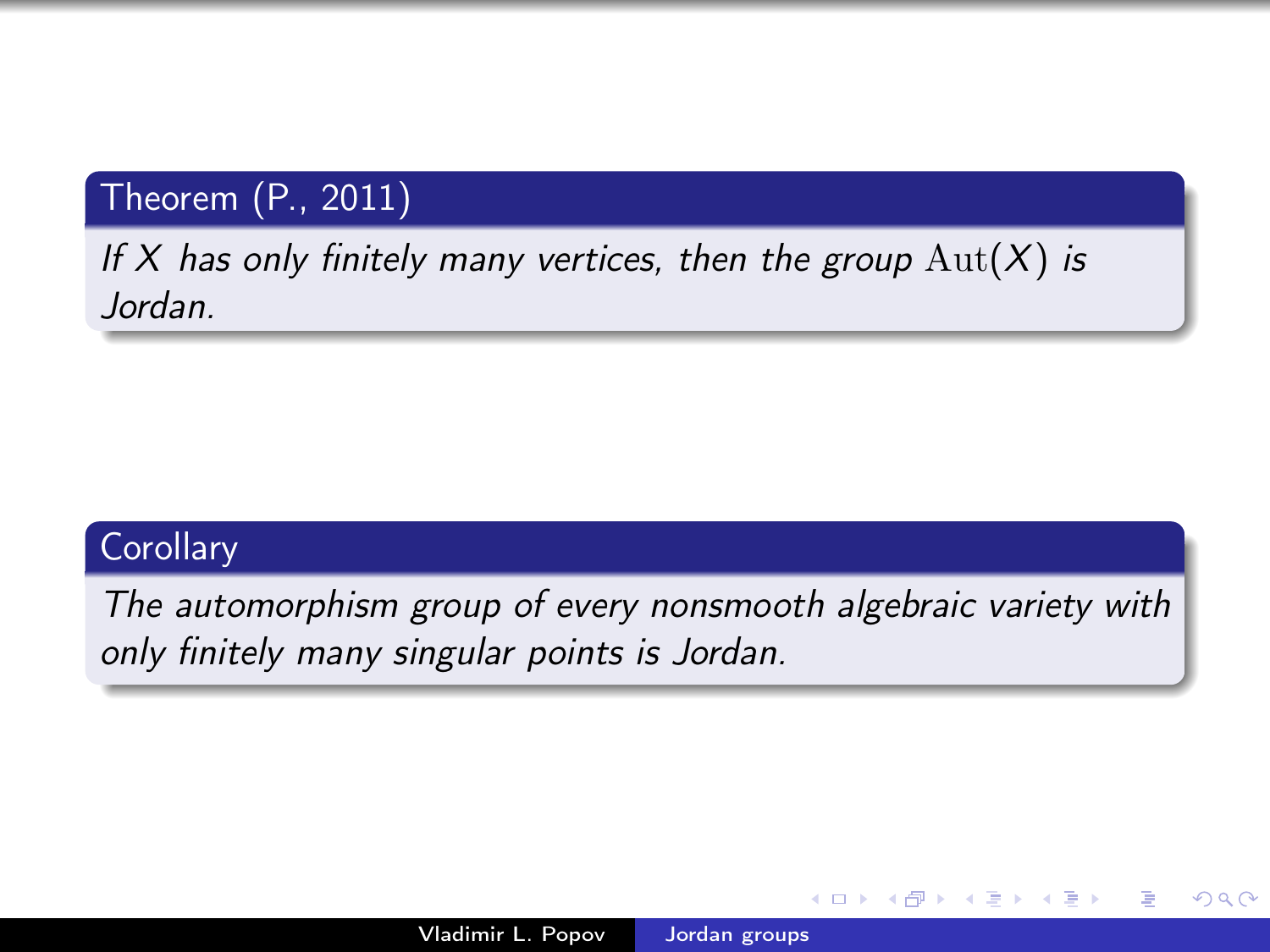**Theorem (P., 2011)**

*If $X$ has only finitely many vertices, then the group $\mathrm{Aut}(X)$ is Jordan.*

**Corollary**

*The automorphism group of every nonsmooth algebraic variety with only finitely many singular points is Jordan.*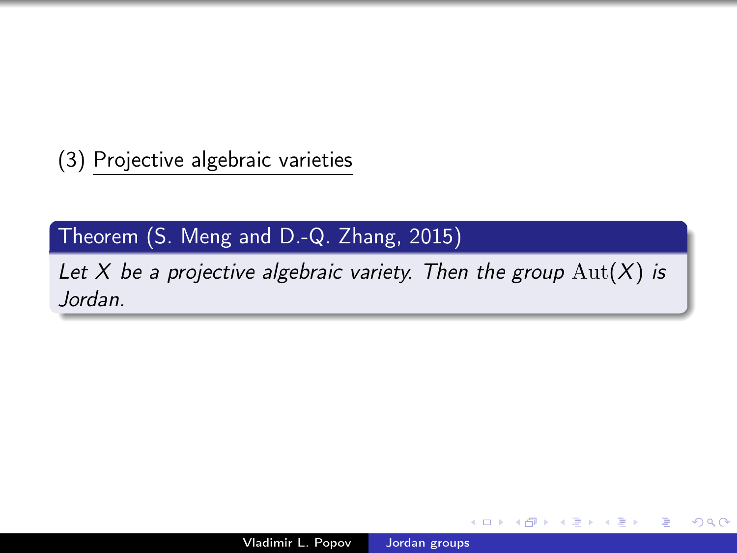(3) Projective algebraic varieties

**Theorem (S. Meng and D.-Q. Zhang, 2015)**

*Let $X$ be a projective algebraic variety. Then the group $\mathrm{Aut}(X)$ is Jordan.*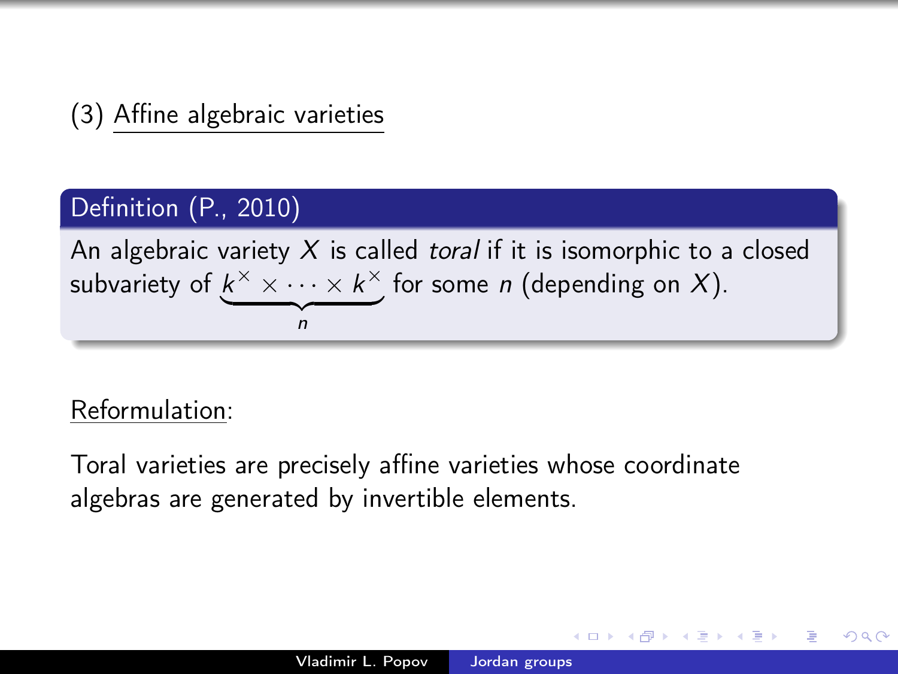(3) Affine algebraic varieties

**Definition (P., 2010)**

An algebraic variety $X$ is called *toral* if it is isomorphic to a closed subvariety of $\underbrace{k^\times \times \cdots \times k^\times}_{n}$ for some $n$ (depending on $X$).

Reformulation:

Toral varieties are precisely affine varieties whose coordinate algebras are generated by invertible elements.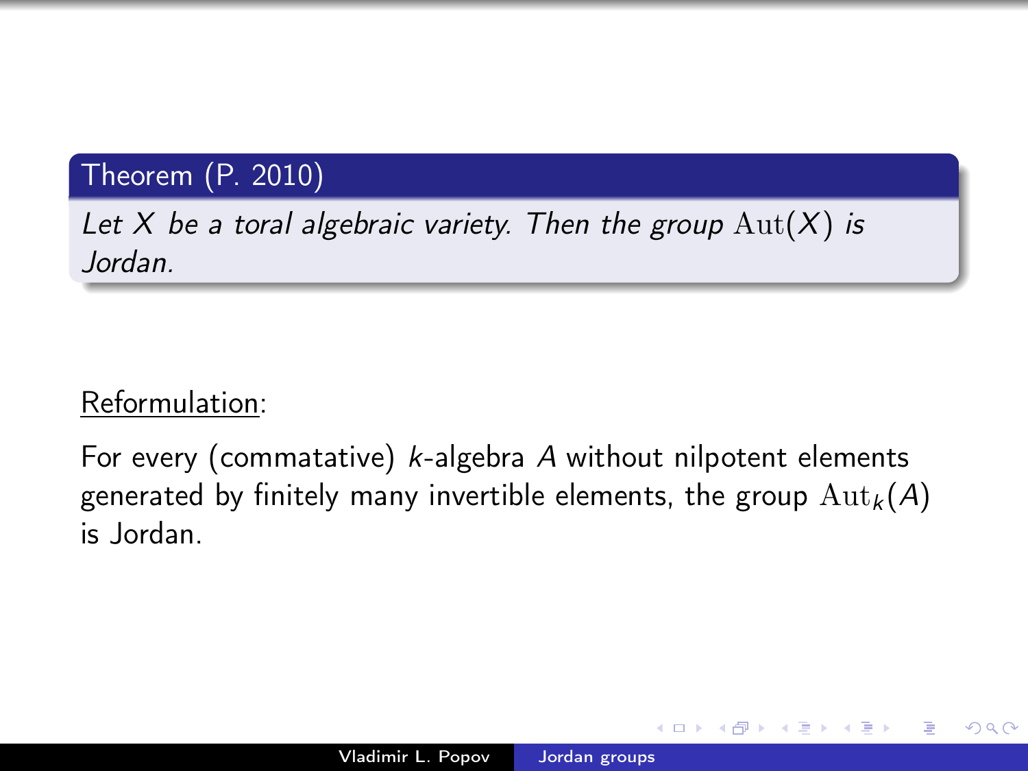**Theorem (P. 2010)**

*Let $X$ be a toral algebraic variety. Then the group $\mathrm{Aut}(X)$ is Jordan.*

<u>Reformulation</u>:

For every (commatative) $k$-algebra $A$ without nilpotent elements generated by finitely many invertible elements, the group $\mathrm{Aut}_k(A)$ is Jordan.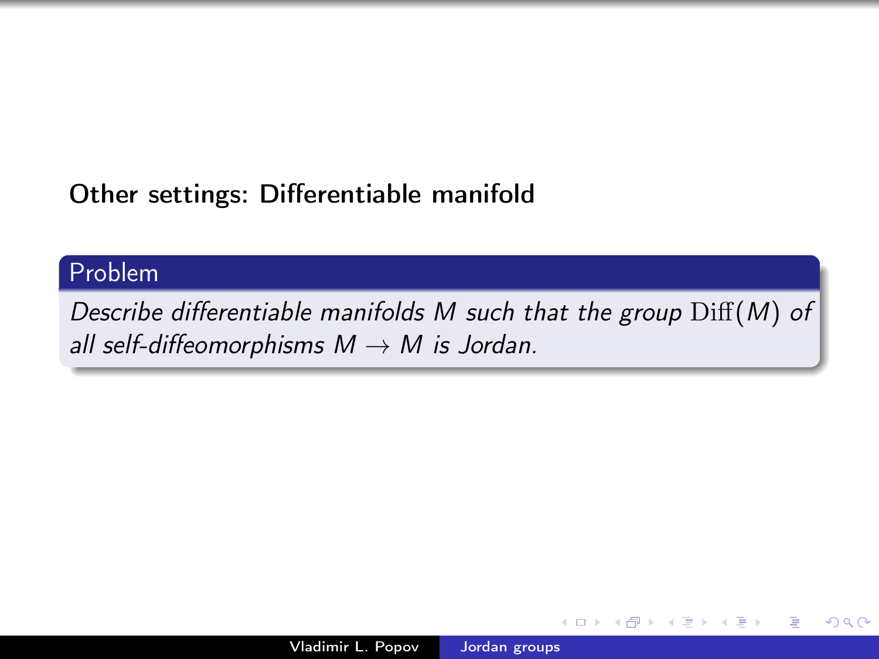## Other settings: Differentiable manifold

**Problem**

*Describe differentiable manifolds $M$ such that the group $\mathrm{Diff}(M)$ of all self-diffeomorphisms $M \to M$ is Jordan.*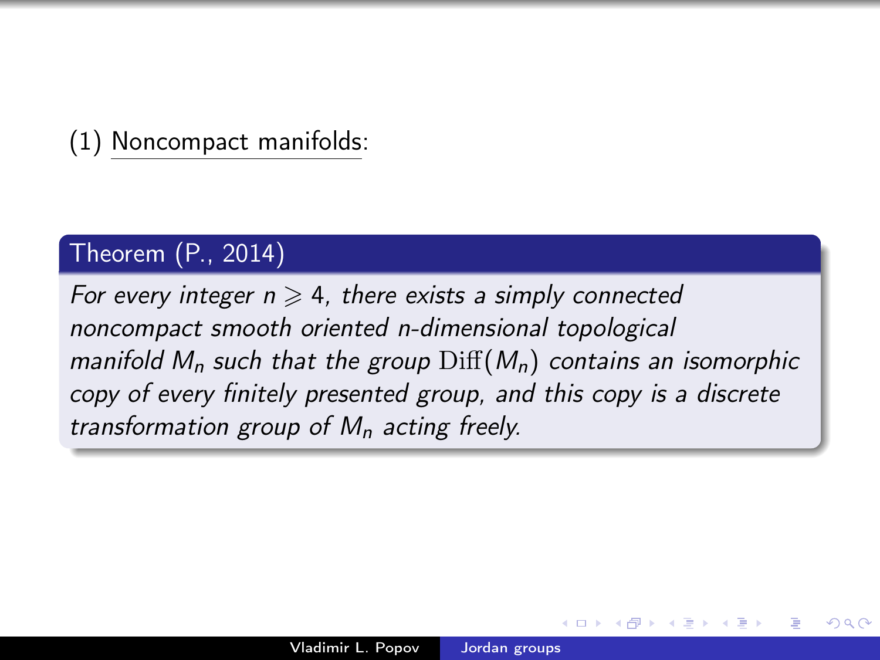(1) Noncompact manifolds:

**Theorem (P., 2014)**

*For every integer $n \geqslant 4$, there exists a simply connected noncompact smooth oriented $n$-dimensional topological manifold $M_n$ such that the group $\mathrm{Diff}(M_n)$ contains an isomorphic copy of every finitely presented group, and this copy is a discrete transformation group of $M_n$ acting freely.*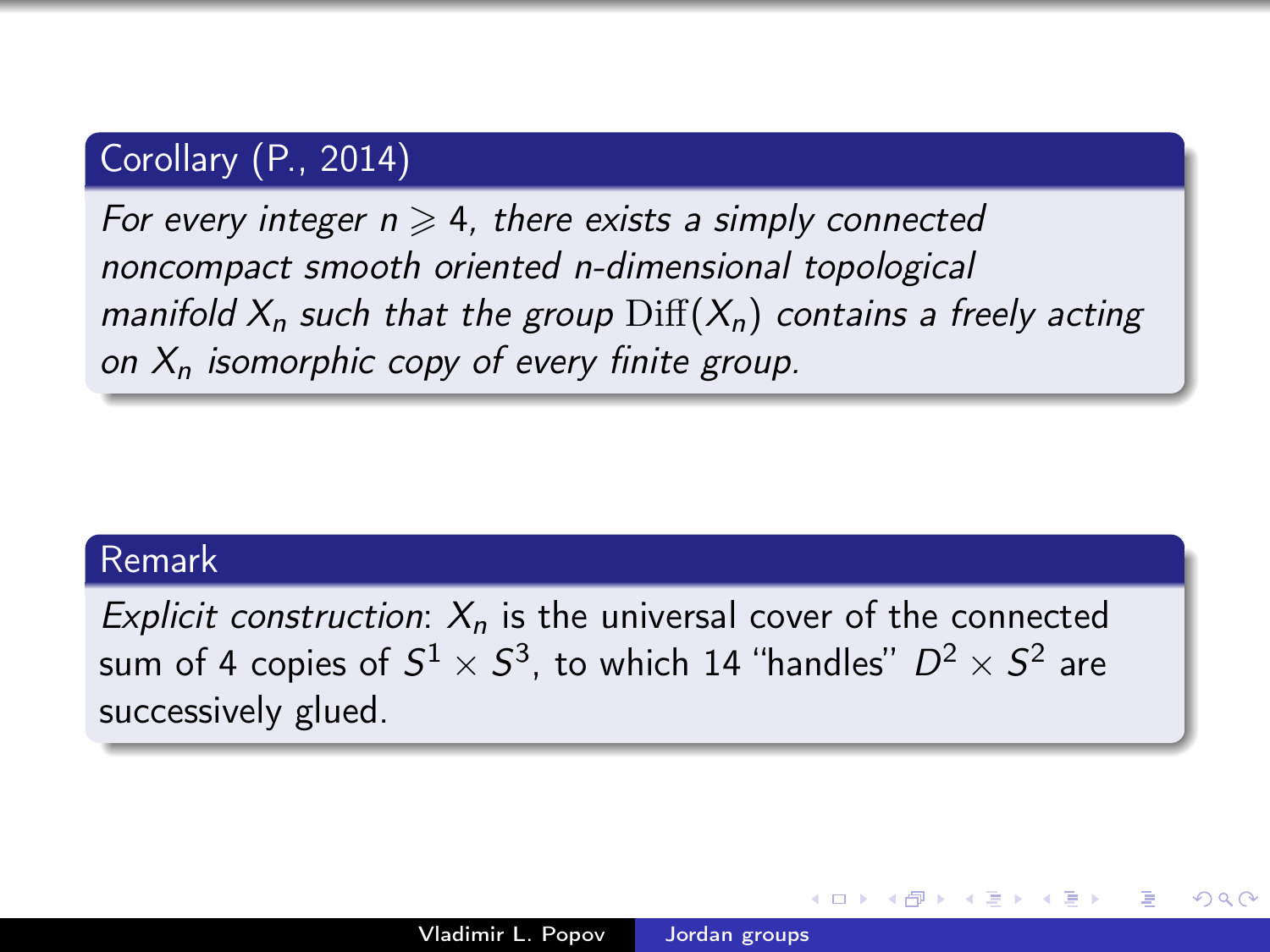**Corollary (P., 2014)**

*For every integer $n \geqslant 4$, there exists a simply connected noncompact smooth oriented n-dimensional topological manifold $X_n$ such that the group $\mathrm{Diff}(X_n)$ contains a freely acting on $X_n$ isomorphic copy of every finite group.*

**Remark**

*Explicit construction*: $X_n$ is the universal cover of the connected sum of 4 copies of $S^1 \times S^3$, to which 14 "handles" $D^2 \times S^2$ are successively glued.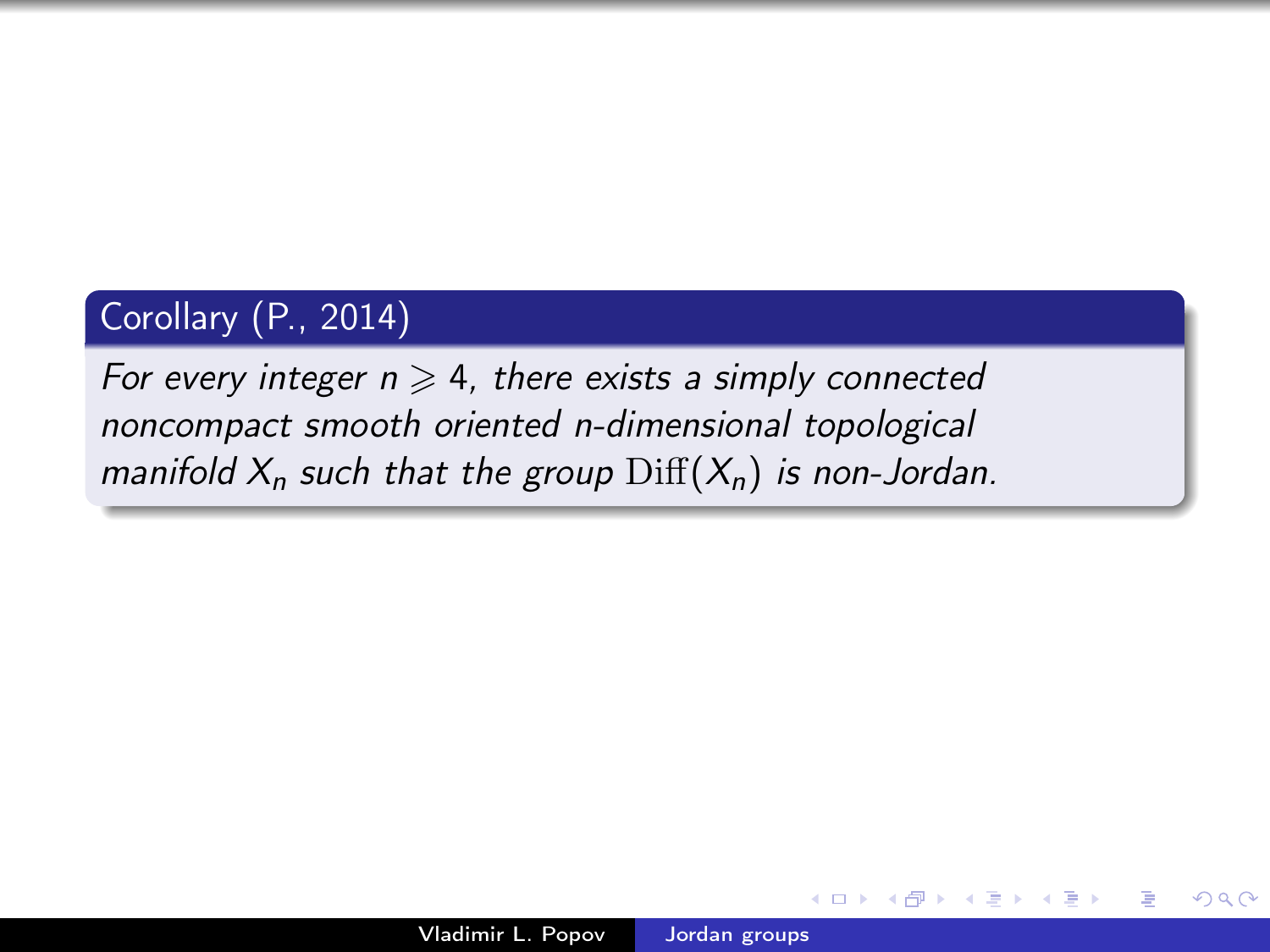**Corollary (P., 2014)**

*For every integer $n \geqslant 4$, there exists a simply connected noncompact smooth oriented $n$-dimensional topological manifold $X_n$ such that the group $\mathrm{Diff}(X_n)$ is non-Jordan.*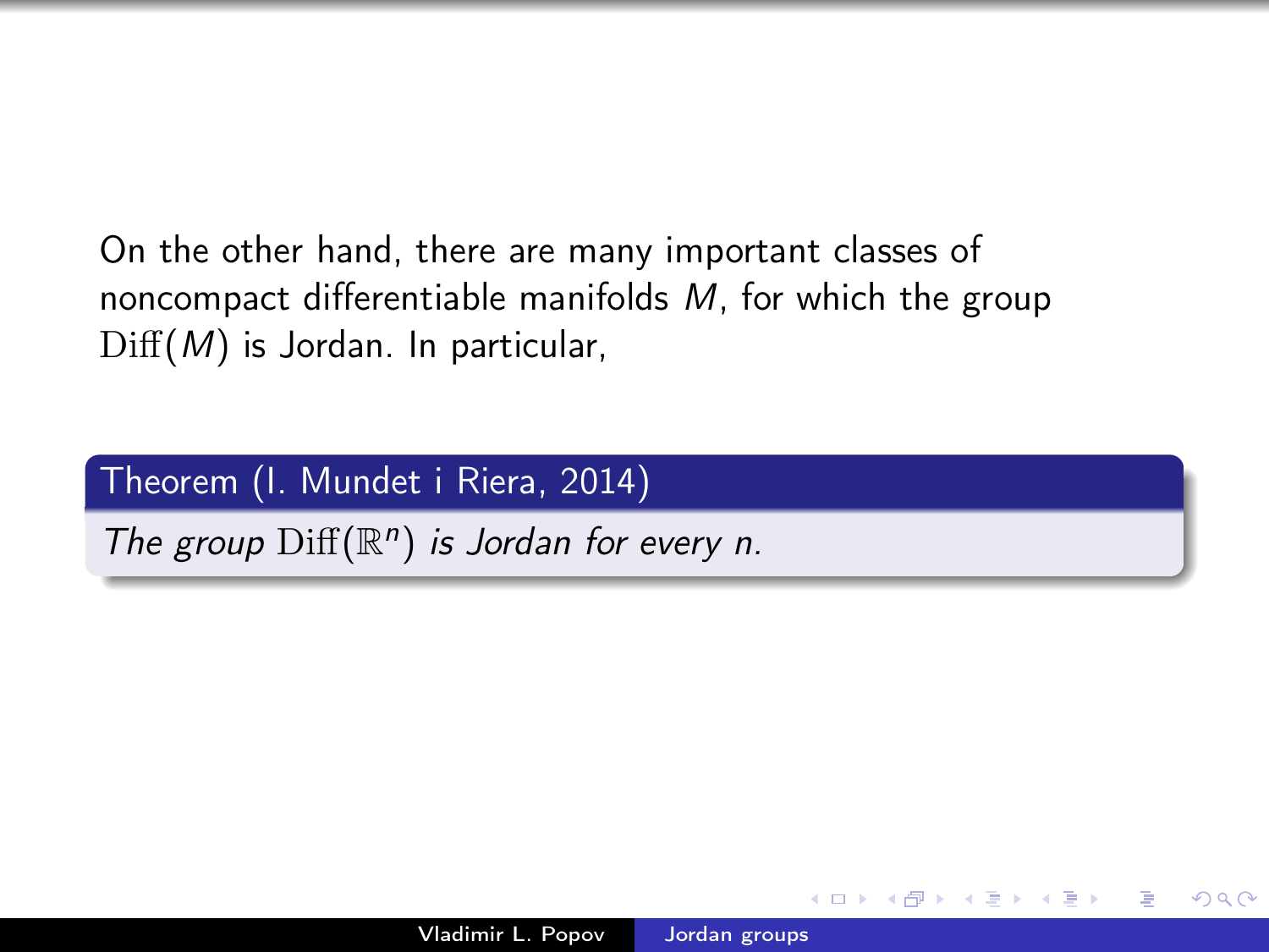On the other hand, there are many important classes of noncompact differentiable manifolds $M$, for which the group $\mathrm{Diff}(M)$ is Jordan. In particular,

**Theorem (I. Mundet i Riera, 2014)**

*The group $\mathrm{Diff}(\mathbb{R}^n)$ is Jordan for every $n$.*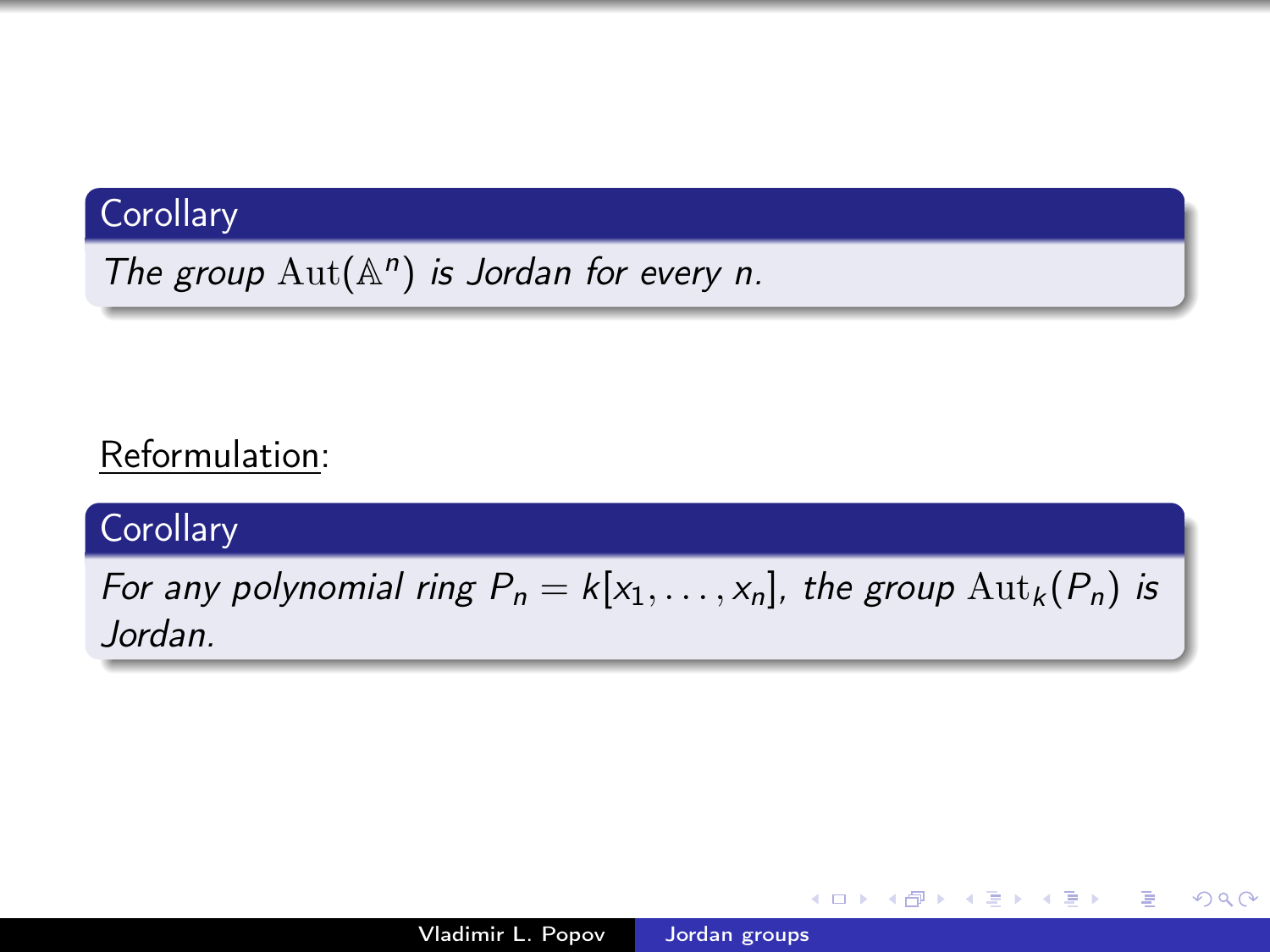**Corollary**

*The group* $\mathrm{Aut}(\mathbb{A}^n)$ *is Jordan for every* $n$*.*

Reformulation:

**Corollary**

*For any polynomial ring* $P_n = k[x_1, \ldots, x_n]$*, the group* $\mathrm{Aut}_k(P_n)$ *is Jordan.*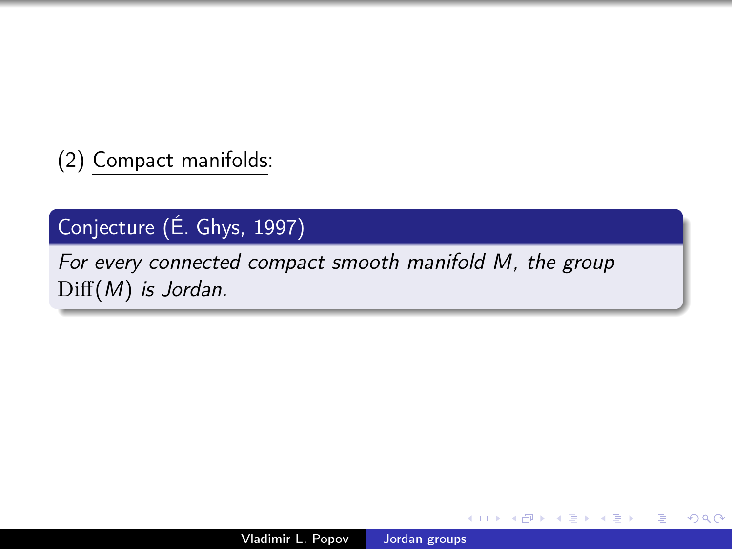(2) Compact manifolds:

**Conjecture (É. Ghys, 1997)**

*For every connected compact smooth manifold $M$, the group $\mathrm{Diff}(M)$ is Jordan.*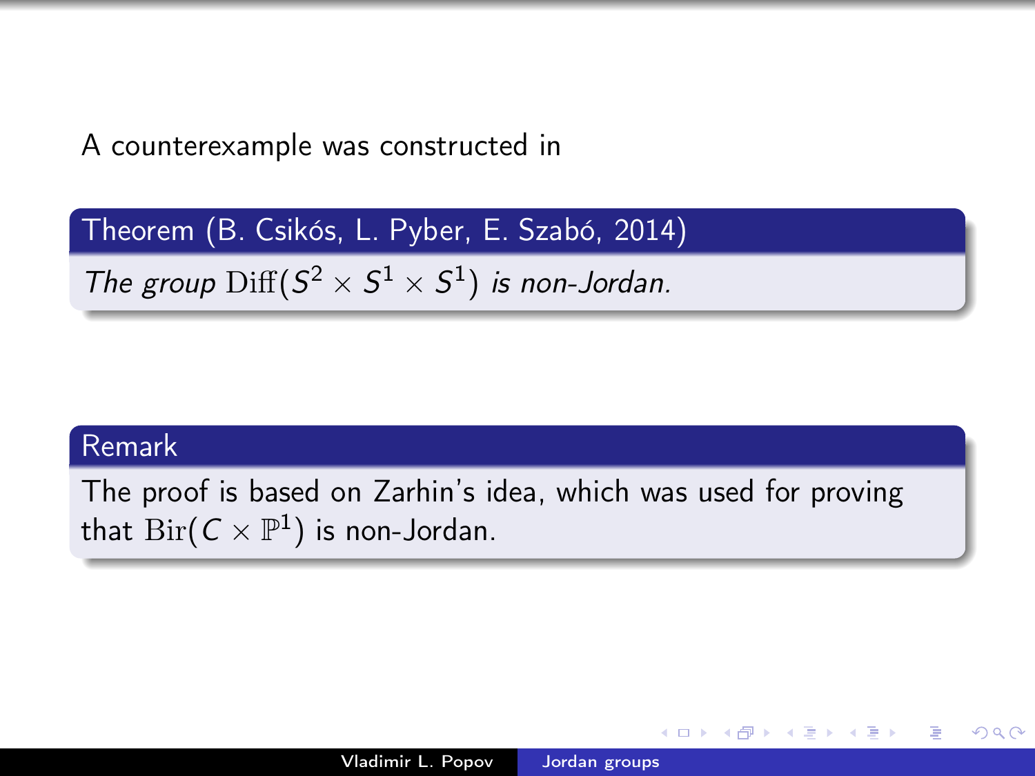A counterexample was constructed in

**Theorem (B. Csikós, L. Pyber, E. Szabó, 2014)**

*The group* $\mathrm{Diff}(S^2 \times S^1 \times S^1)$ *is non-Jordan.*

**Remark**

The proof is based on Zarhin's idea, which was used for proving that $\mathrm{Bir}(C \times \mathbb{P}^1)$ is non-Jordan.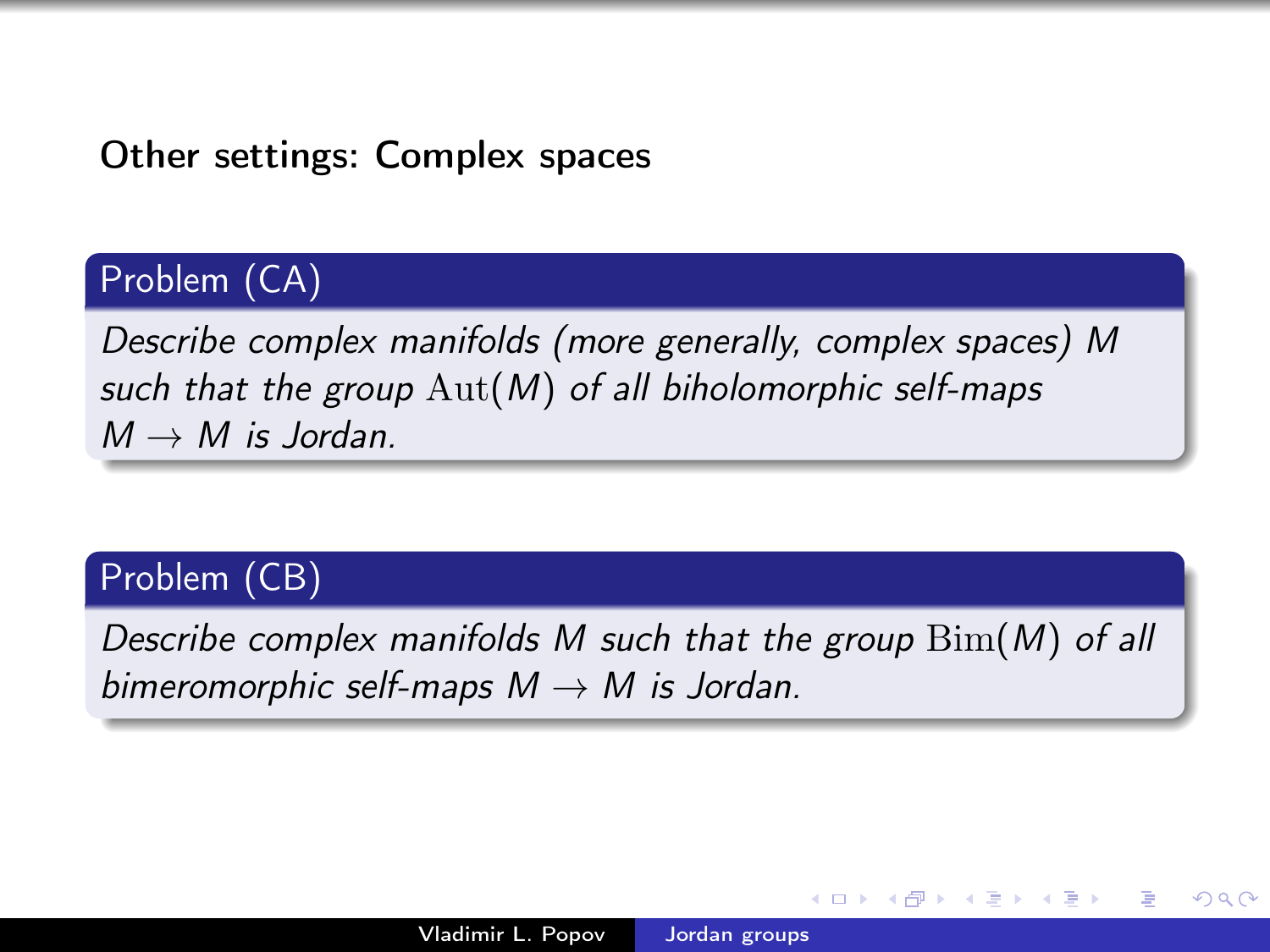## Other settings: Complex spaces

**Problem (CA)**

*Describe complex manifolds (more generally, complex spaces) $M$ such that the group $\mathrm{Aut}(M)$ of all biholomorphic self-maps $M \to M$ is Jordan.*

**Problem (CB)**

*Describe complex manifolds $M$ such that the group $\mathrm{Bim}(M)$ of all bimeromorphic self-maps $M \to M$ is Jordan.*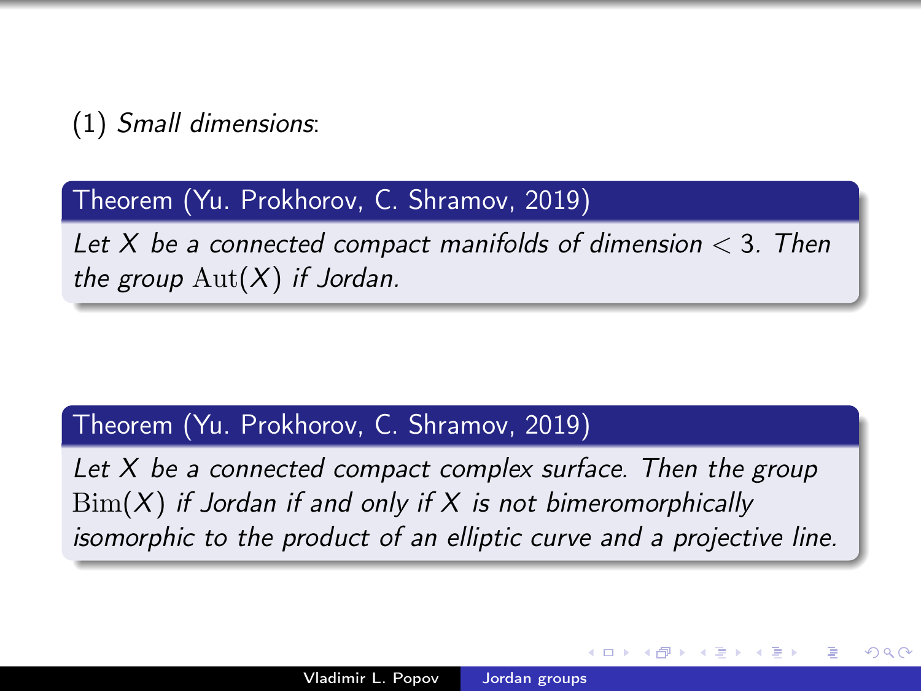(1) *Small dimensions*:

**Theorem (Yu. Prokhorov, C. Shramov, 2019)**

*Let $X$ be a connected compact manifolds of dimension $< 3$. Then the group $\mathrm{Aut}(X)$ if Jordan.*

**Theorem (Yu. Prokhorov, C. Shramov, 2019)**

*Let $X$ be a connected compact complex surface. Then the group $\mathrm{Bim}(X)$ if Jordan if and only if $X$ is not bimeromorphically isomorphic to the product of an elliptic curve and a projective line.*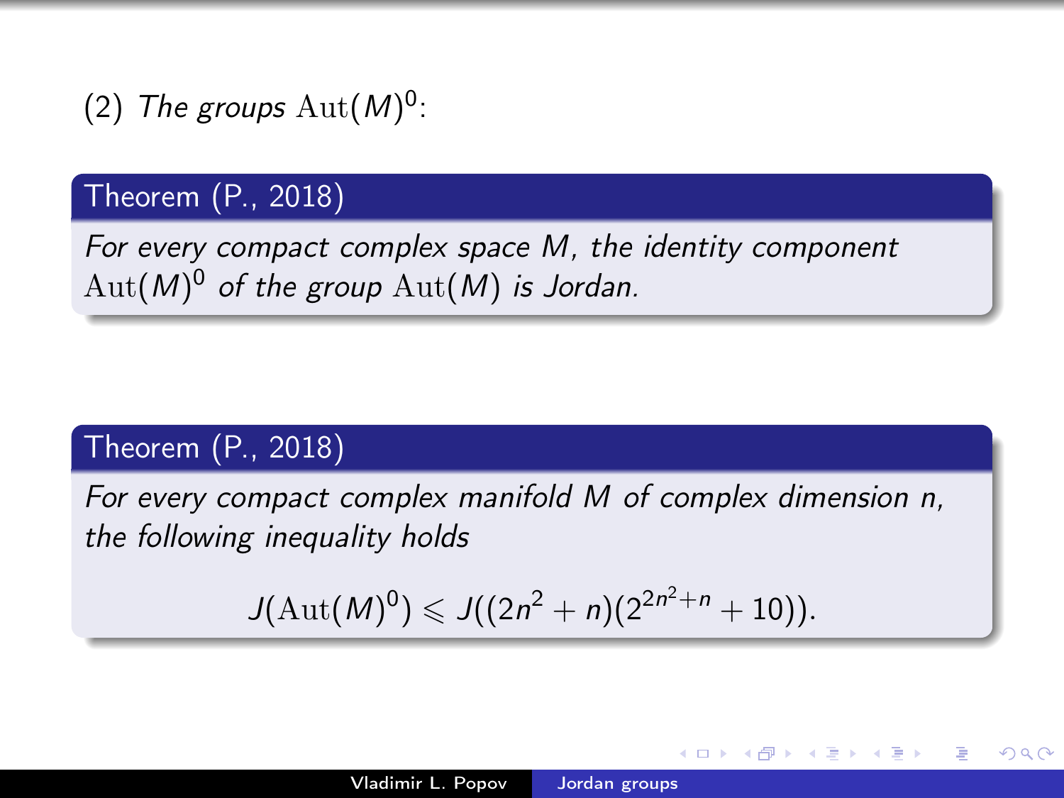(2) *The groups* $\mathrm{Aut}(M)^0$:

**Theorem (P., 2018)**

*For every compact complex space $M$, the identity component $\mathrm{Aut}(M)^0$ of the group $\mathrm{Aut}(M)$ is Jordan.*

**Theorem (P., 2018)**

*For every compact complex manifold $M$ of complex dimension $n$, the following inequality holds*

$$J(\mathrm{Aut}(M)^0) \leqslant J((2n^2 + n)(2^{2n^2+n} + 10)).$$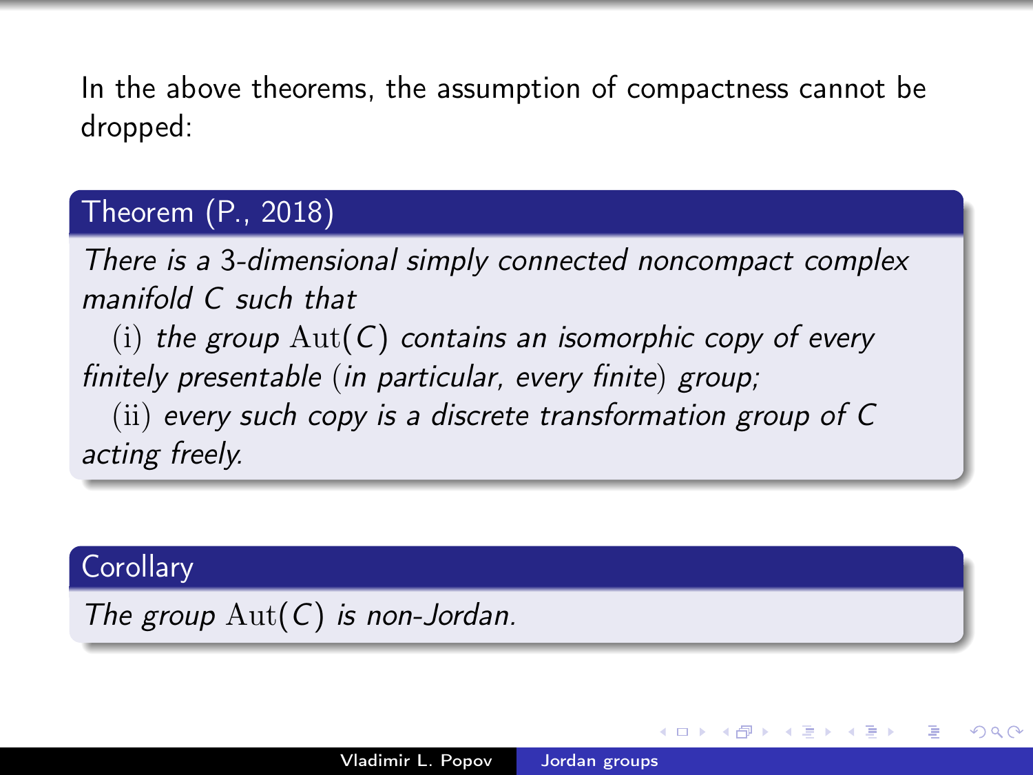In the above theorems, the assumption of compactness cannot be dropped:

**Theorem (P., 2018)**

*There is a 3-dimensional simply connected noncompact complex manifold $C$ such that*

(i) *the group $\mathrm{Aut}(C)$ contains an isomorphic copy of every finitely presentable (in particular, every finite) group;*

(ii) *every such copy is a discrete transformation group of $C$ acting freely.*

**Corollary**

*The group $\mathrm{Aut}(C)$ is non-Jordan.*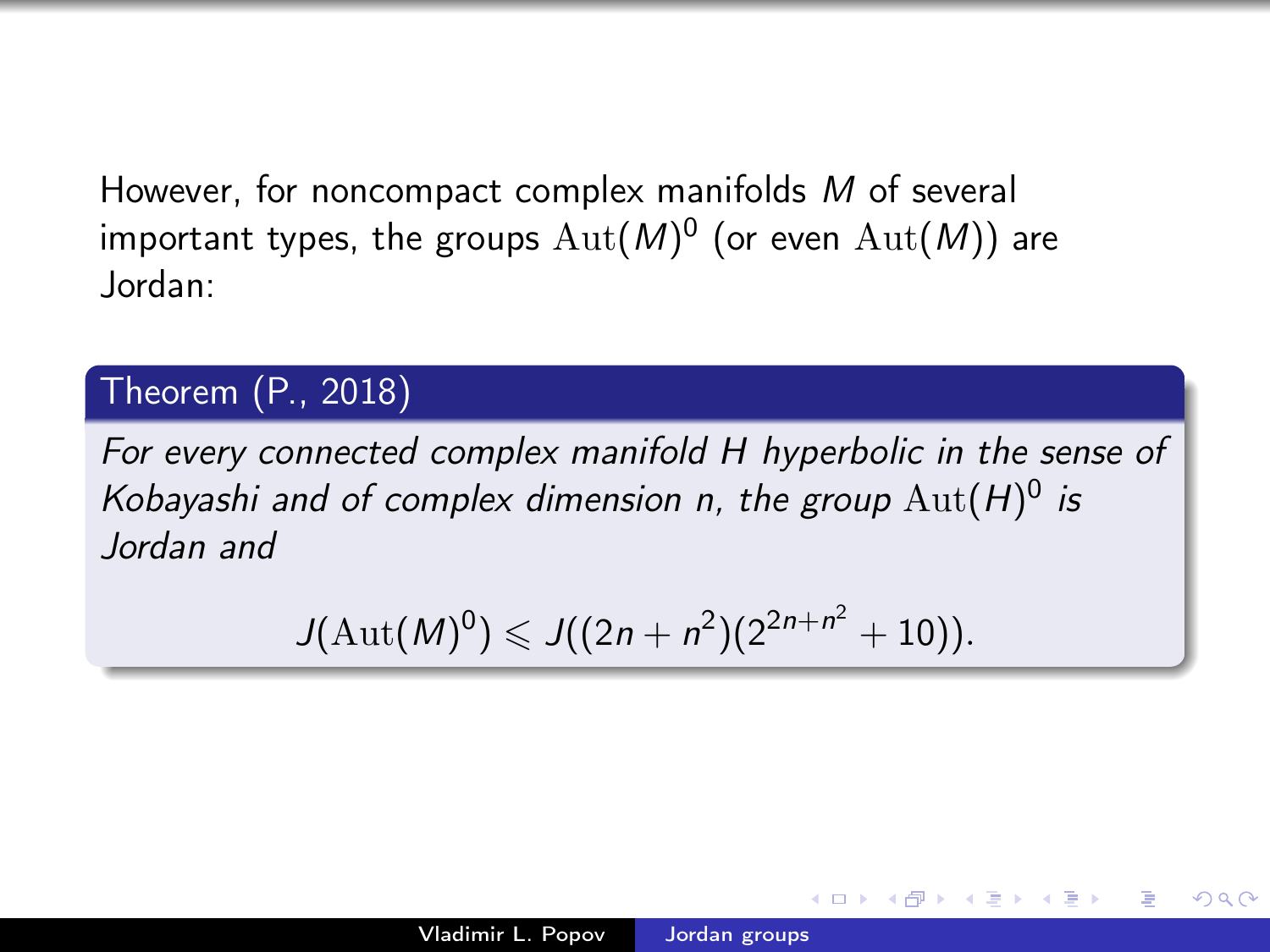However, for noncompact complex manifolds $M$ of several important types, the groups $\mathrm{Aut}(M)^0$ (or even $\mathrm{Aut}(M)$) are Jordan:

**Theorem (P., 2018)**

*For every connected complex manifold $H$ hyperbolic in the sense of Kobayashi and of complex dimension $n$, the group $\mathrm{Aut}(H)^0$ is Jordan and*

$$J(\mathrm{Aut}(M)^0) \leqslant J((2n + n^2)(2^{2n+n^2} + 10)).$$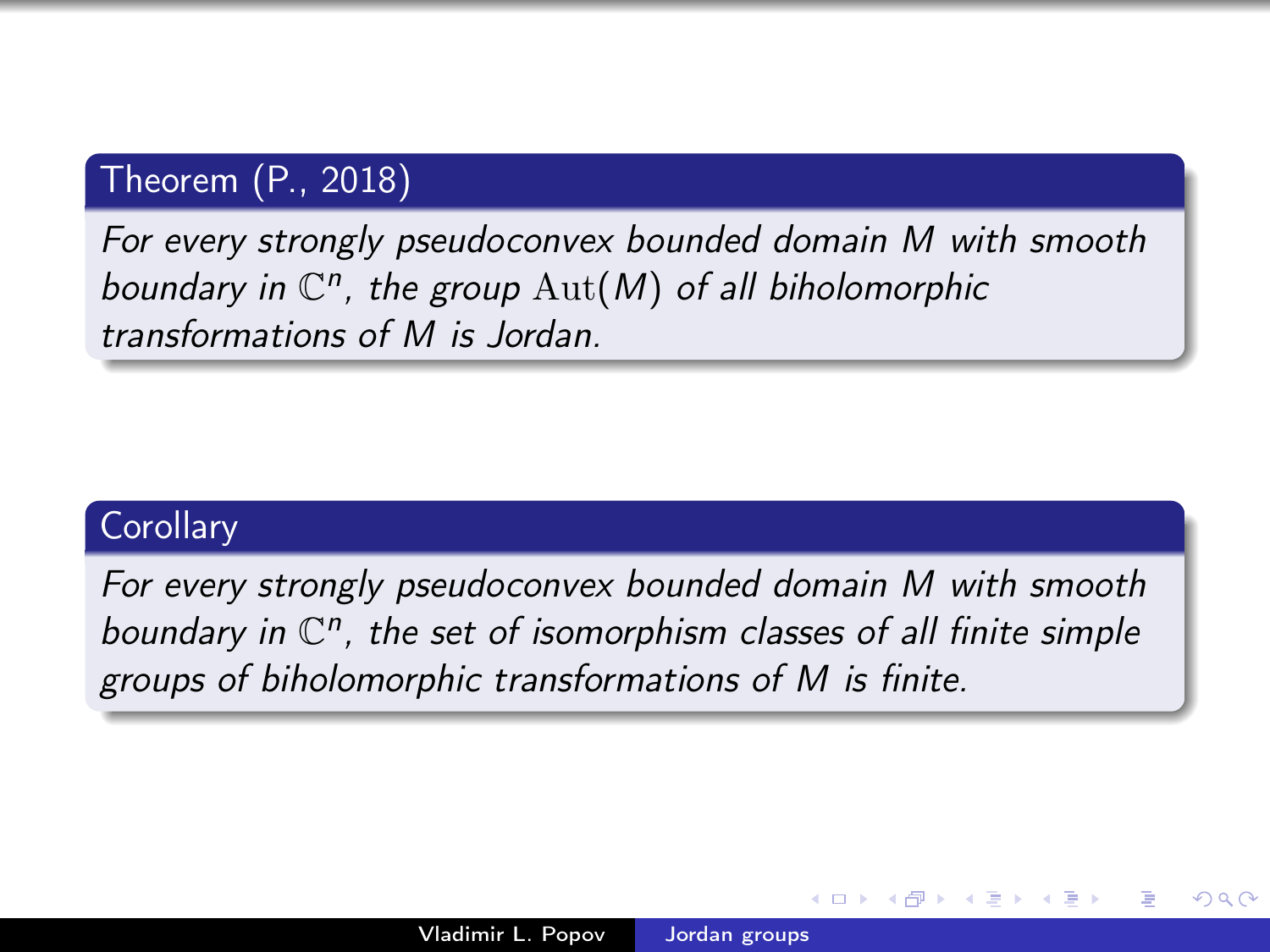**Theorem (P., 2018)**

*For every strongly pseudoconvex bounded domain $M$ with smooth boundary in $\mathbb{C}^n$, the group $\mathrm{Aut}(M)$ of all biholomorphic transformations of $M$ is Jordan.*

**Corollary**

*For every strongly pseudoconvex bounded domain $M$ with smooth boundary in $\mathbb{C}^n$, the set of isomorphism classes of all finite simple groups of biholomorphic transformations of $M$ is finite.*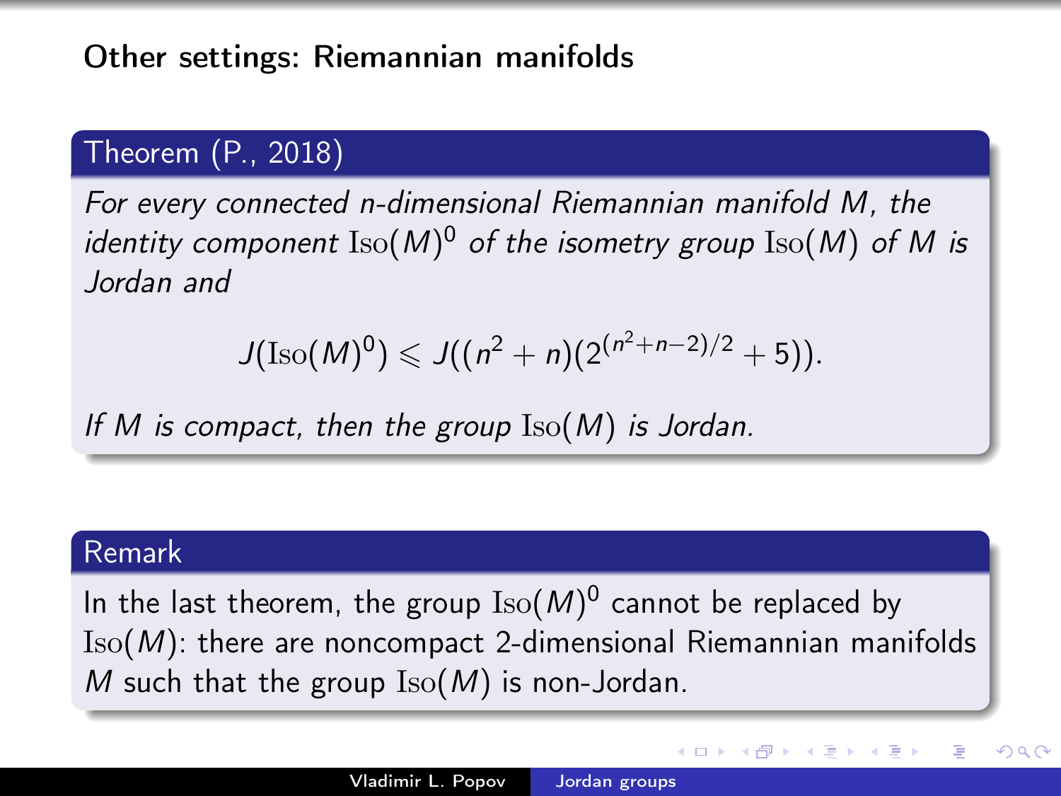## Other settings: Riemannian manifolds

**Theorem (P., 2018)**

*For every connected $n$-dimensional Riemannian manifold $M$, the identity component $\mathrm{Iso}(M)^0$ of the isometry group $\mathrm{Iso}(M)$ of $M$ is Jordan and*

$$J(\mathrm{Iso}(M)^0) \leqslant J((n^2+n)(2^{(n^2+n-2)/2}+5)).$$

*If $M$ is compact, then the group $\mathrm{Iso}(M)$ is Jordan.*

**Remark**

In the last theorem, the group $\mathrm{Iso}(M)^0$ cannot be replaced by $\mathrm{Iso}(M)$: there are noncompact 2-dimensional Riemannian manifolds $M$ such that the group $\mathrm{Iso}(M)$ is non-Jordan.